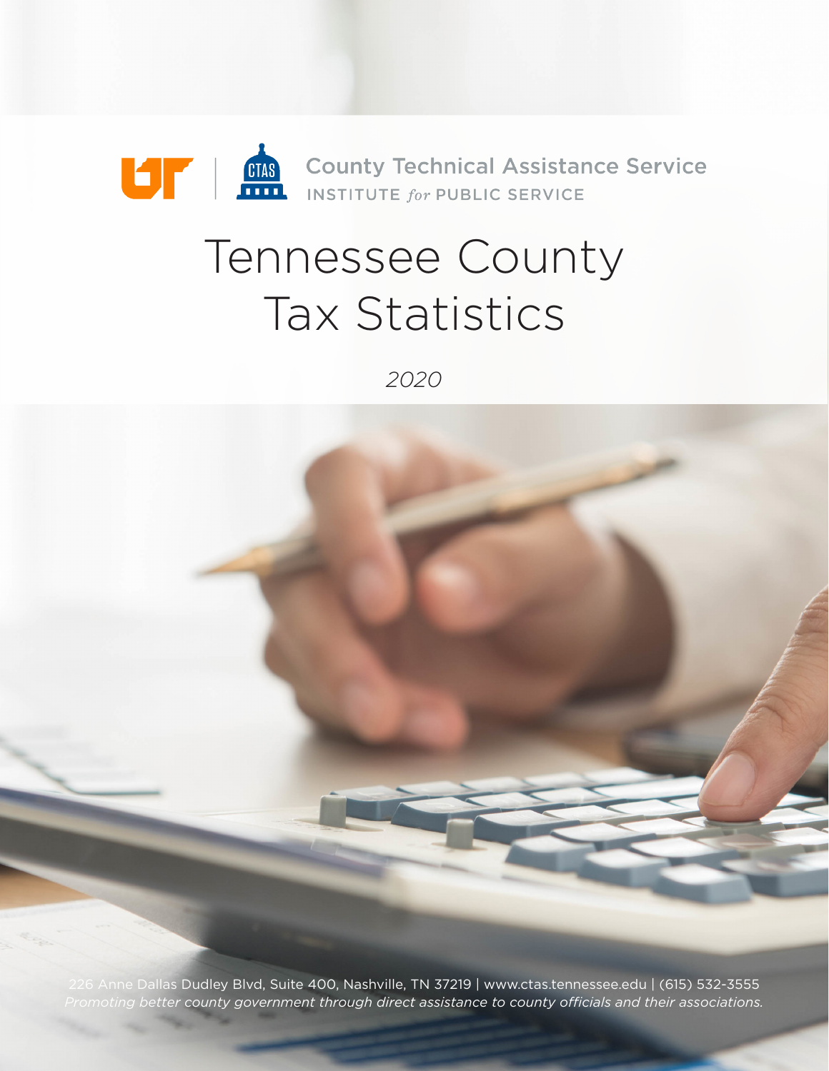County Technical Assistance Service

INSTITUTE *for* PUBLIC SERVICE

# Tennessee County Tax Statistics

*2020*

226 Anne Dallas Dudley Blvd, Suite 400, Nashville, TN 37219 | www.ctas.tennessee.edu | (615) 532-3555

*Promoting better county government through direct assistance to county officials and their associations.*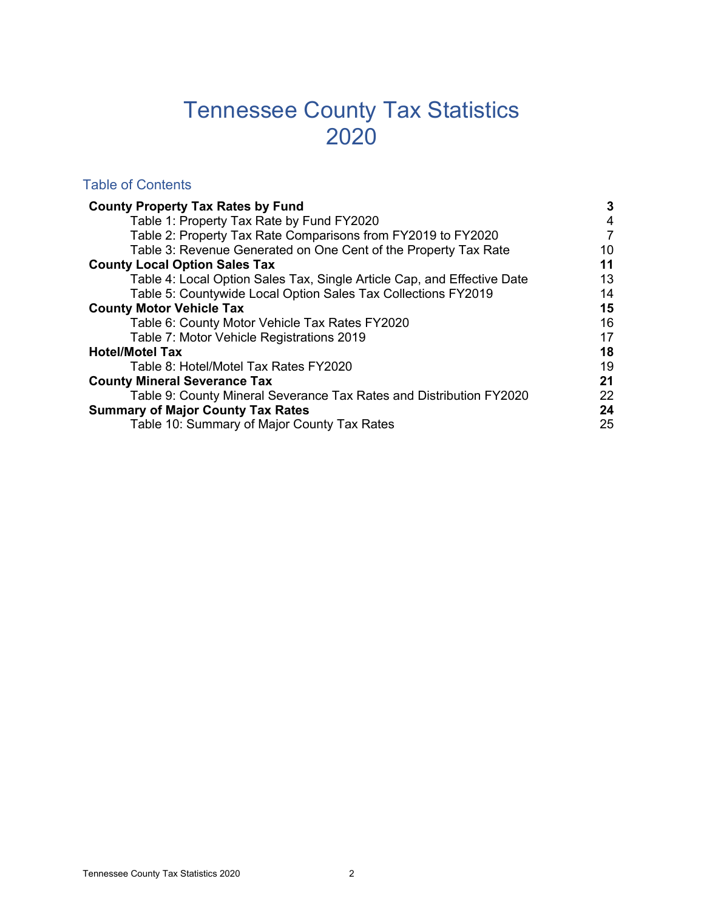# Tennessee County Tax Statistics 2020

## Table of Contents

| | |
|---|---|
| **County Property Tax Rates by Fund** | **3** |
| Table 1: Property Tax Rate by Fund FY2020 | 4 |
| Table 2: Property Tax Rate Comparisons from FY2019 to FY2020 | 7 |
| Table 3: Revenue Generated on One Cent of the Property Tax Rate | 10 |
| **County Local Option Sales Tax** | **11** |
| Table 4: Local Option Sales Tax, Single Article Cap, and Effective Date | 13 |
| Table 5: Countywide Local Option Sales Tax Collections FY2019 | 14 |
| **County Motor Vehicle Tax** | **15** |
| Table 6: County Motor Vehicle Tax Rates FY2020 | 16 |
| Table 7: Motor Vehicle Registrations 2019 | 17 |
| **Hotel/Motel Tax** | **18** |
| Table 8: Hotel/Motel Tax Rates FY2020 | 19 |
| **County Mineral Severance Tax** | **21** |
| Table 9: County Mineral Severance Tax Rates and Distribution FY2020 | 22 |
| **Summary of Major County Tax Rates** | **24** |
| Table 10: Summary of Major County Tax Rates | 25 |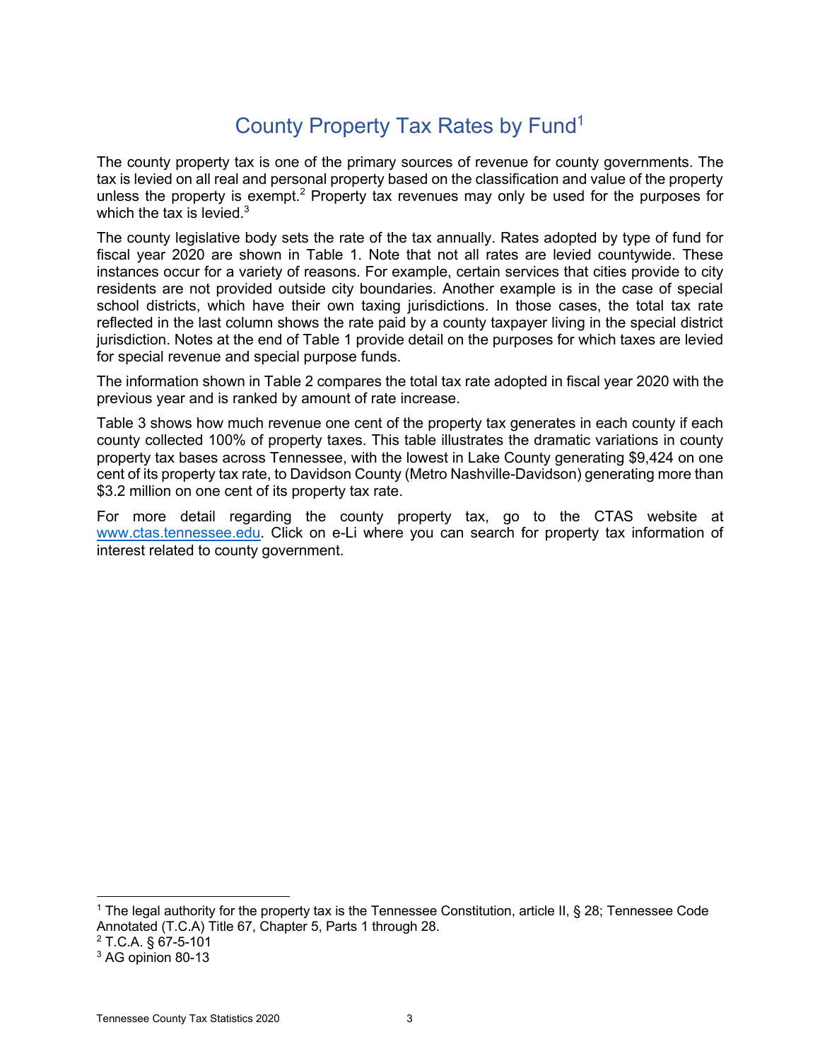# County Property Tax Rates by Fund[1]

The county property tax is one of the primary sources of revenue for county governments. The tax is levied on all real and personal property based on the classification and value of the property unless the property is exempt.[2] Property tax revenues may only be used for the purposes for which the tax is levied.[3]

The county legislative body sets the rate of the tax annually. Rates adopted by type of fund for fiscal year 2020 are shown in Table 1. Note that not all rates are levied countywide. These instances occur for a variety of reasons. For example, certain services that cities provide to city residents are not provided outside city boundaries. Another example is in the case of special school districts, which have their own taxing jurisdictions. In those cases, the total tax rate reflected in the last column shows the rate paid by a county taxpayer living in the special district jurisdiction. Notes at the end of Table 1 provide detail on the purposes for which taxes are levied for special revenue and special purpose funds.

The information shown in Table 2 compares the total tax rate adopted in fiscal year 2020 with the previous year and is ranked by amount of rate increase.

Table 3 shows how much revenue one cent of the property tax generates in each county if each county collected 100% of property taxes. This table illustrates the dramatic variations in county property tax bases across Tennessee, with the lowest in Lake County generating $9,424 on one cent of its property tax rate, to Davidson County (Metro Nashville-Davidson) generating more than $3.2 million on one cent of its property tax rate.

For more detail regarding the county property tax, go to the CTAS website at www.ctas.tennessee.edu. Click on e-Li where you can search for property tax information of interest related to county government.

---

[1] The legal authority for the property tax is the Tennessee Constitution, article II, § 28; Tennessee Code Annotated (T.C.A) Title 67, Chapter 5, Parts 1 through 28.

[2] T.C.A. § 67-5-101

[3] AG opinion 80-13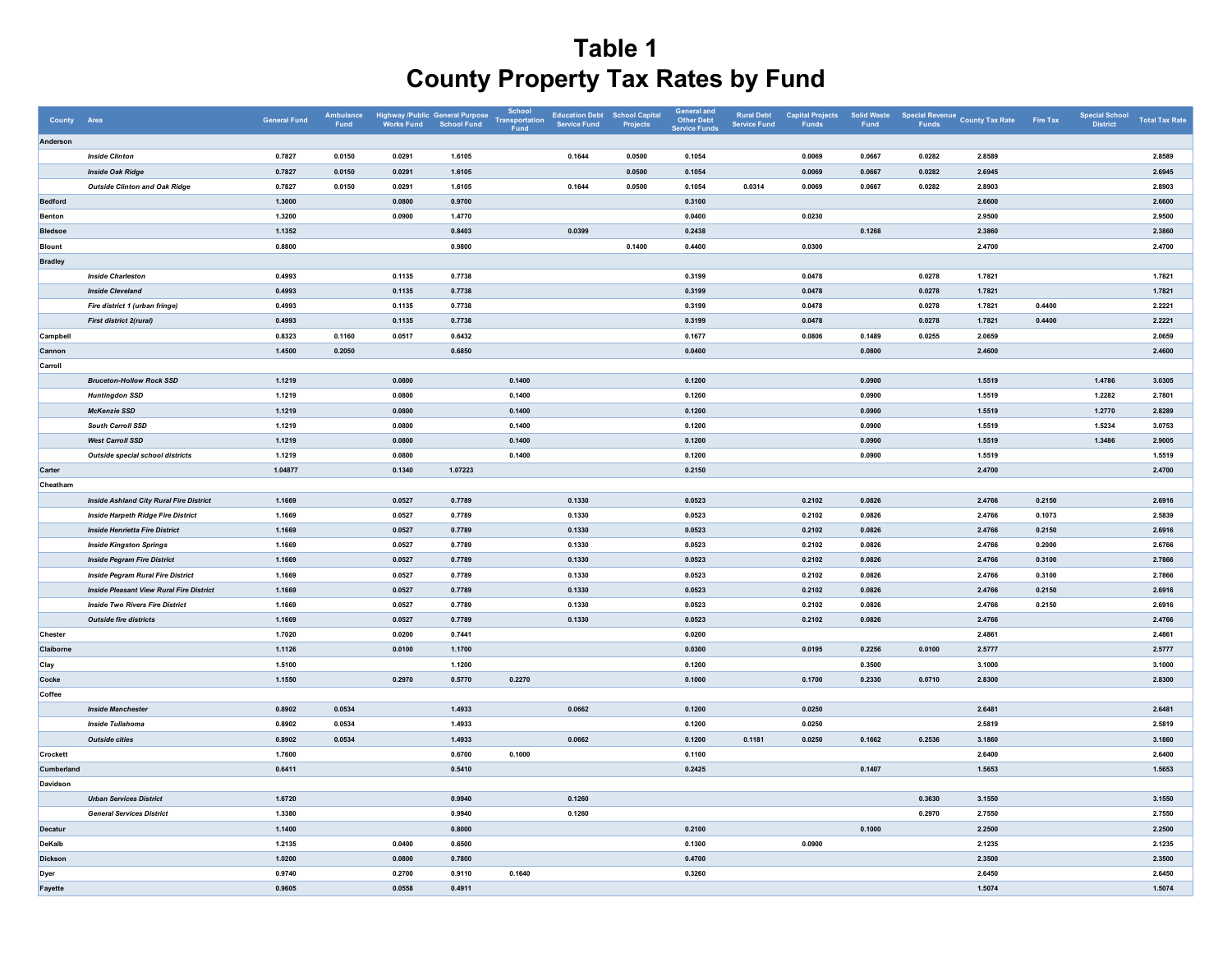# Table 1
# County Property Tax Rates by Fund

| County | Area | General Fund | Ambulance Fund | Highway /Public Works Fund | General Purpose School Fund | School Transportation Fund | Education Debt Service Fund | School Capital Projects | General and Other Debt Service Funds | Rural Debt Service Fund | Capital Projects Funds | Solid Waste Fund | Special Revenue Funds | County Tax Rate | Fire Tax | Special School District | Total Tax Rate |
|---|---|---|---|---|---|---|---|---|---|---|---|---|---|---|---|---|---|
| **Anderson** | | | | | | | | | | | | | | | | | |
| | ***Inside Clinton*** | 0.7827 | 0.0150 | 0.0291 | 1.6105 | | 0.1644 | 0.0500 | 0.1054 | | 0.0069 | 0.0667 | 0.0282 | 2.8589 | | | 2.8589 |
| | ***Inside Oak Ridge*** | 0.7827 | 0.0150 | 0.0291 | 1.6105 | | | 0.0500 | 0.1054 | | 0.0069 | 0.0667 | 0.0282 | 2.6945 | | | 2.6945 |
| | ***Outside Clinton and Oak Ridge*** | 0.7827 | 0.0150 | 0.0291 | 1.6105 | | 0.1644 | 0.0500 | 0.1054 | 0.0314 | 0.0069 | 0.0667 | 0.0282 | 2.8903 | | | 2.8903 |
| **Bedford** | | 1.3000 | | 0.0800 | 0.9700 | | | | 0.3100 | | | | | 2.6600 | | | 2.6600 |
| **Benton** | | 1.3200 | | 0.0900 | 1.4770 | | | | 0.0400 | | 0.0230 | | | 2.9500 | | | 2.9500 |
| **Bledsoe** | | 1.1352 | | | 0.8403 | | 0.0399 | | 0.2438 | | | 0.1268 | | 2.3860 | | | 2.3860 |
| **Blount** | | 0.8800 | | | 0.9800 | | | 0.1400 | 0.4400 | | 0.0300 | | | 2.4700 | | | 2.4700 |
| **Bradley** | | | | | | | | | | | | | | | | | |
| | ***Inside Charleston*** | 0.4993 | | 0.1135 | 0.7738 | | | | 0.3199 | | 0.0478 | | 0.0278 | 1.7821 | | | 1.7821 |
| | ***Inside Cleveland*** | 0.4993 | | 0.1135 | 0.7738 | | | | 0.3199 | | 0.0478 | | 0.0278 | 1.7821 | | | 1.7821 |
| | ***Fire district 1 (urban fringe)*** | 0.4993 | | 0.1135 | 0.7738 | | | | 0.3199 | | 0.0478 | | 0.0278 | 1.7821 | 0.4400 | | 2.2221 |
| | ***First district 2(rural)*** | 0.4993 | | 0.1135 | 0.7738 | | | | 0.3199 | | 0.0478 | | 0.0278 | 1.7821 | 0.4400 | | 2.2221 |
| **Campbell** | | 0.8323 | 0.1160 | 0.0517 | 0.6432 | | | | 0.1677 | | 0.0806 | 0.1489 | 0.0255 | 2.0659 | | | 2.0659 |
| **Cannon** | | 1.4500 | 0.2050 | | 0.6850 | | | | 0.0400 | | | 0.0800 | | 2.4600 | | | 2.4600 |
| **Carroll** | | | | | | | | | | | | | | | | | |
| | ***Bruceton-Hollow Rock SSD*** | 1.1219 | | 0.0800 | | 0.1400 | | | 0.1200 | | | 0.0900 | | 1.5519 | | 1.4786 | 3.0305 |
| | ***Huntingdon SSD*** | 1.1219 | | 0.0800 | | 0.1400 | | | 0.1200 | | | 0.0900 | | 1.5519 | | 1.2282 | 2.7801 |
| | ***McKenzie SSD*** | 1.1219 | | 0.0800 | | 0.1400 | | | 0.1200 | | | 0.0900 | | 1.5519 | | 1.2770 | 2.8289 |
| | ***South Carroll SSD*** | 1.1219 | | 0.0800 | | 0.1400 | | | 0.1200 | | | 0.0900 | | 1.5519 | | 1.5234 | 3.0753 |
| | ***West Carroll SSD*** | 1.1219 | | 0.0800 | | 0.1400 | | | 0.1200 | | | 0.0900 | | 1.5519 | | 1.3486 | 2.9005 |
| | ***Outside special school districts*** | 1.1219 | | 0.0800 | | 0.1400 | | | 0.1200 | | | 0.0900 | | 1.5519 | | | 1.5519 |
| **Carter** | | 1.04877 | | 0.1340 | 1.07223 | | | | 0.2150 | | | | | 2.4700 | | | 2.4700 |
| **Cheatham** | | | | | | | | | | | | | | | | | |
| | ***Inside Ashland City Rural Fire District*** | 1.1669 | | 0.0527 | 0.7789 | | 0.1330 | | 0.0523 | | 0.2102 | 0.0826 | | 2.4766 | 0.2150 | | 2.6916 |
| | ***Inside Harpeth Ridge Fire District*** | 1.1669 | | 0.0527 | 0.7789 | | 0.1330 | | 0.0523 | | 0.2102 | 0.0826 | | 2.4766 | 0.1073 | | 2.5839 |
| | ***Inside Henrietta Fire District*** | 1.1669 | | 0.0527 | 0.7789 | | 0.1330 | | 0.0523 | | 0.2102 | 0.0826 | | 2.4766 | 0.2150 | | 2.6916 |
| | ***Inside Kingston Springs*** | 1.1669 | | 0.0527 | 0.7789 | | 0.1330 | | 0.0523 | | 0.2102 | 0.0826 | | 2.4766 | 0.2000 | | 2.6766 |
| | ***Inside Pegram Fire District*** | 1.1669 | | 0.0527 | 0.7789 | | 0.1330 | | 0.0523 | | 0.2102 | 0.0826 | | 2.4766 | 0.3100 | | 2.7866 |
| | ***Inside Pegram Rural Fire District*** | 1.1669 | | 0.0527 | 0.7789 | | 0.1330 | | 0.0523 | | 0.2102 | 0.0826 | | 2.4766 | 0.3100 | | 2.7866 |
| | ***Inside Pleasant View Rural Fire District*** | 1.1669 | | 0.0527 | 0.7789 | | 0.1330 | | 0.0523 | | 0.2102 | 0.0826 | | 2.4766 | 0.2150 | | 2.6916 |
| | ***Inside Two Rivers Fire District*** | 1.1669 | | 0.0527 | 0.7789 | | 0.1330 | | 0.0523 | | 0.2102 | 0.0826 | | 2.4766 | 0.2150 | | 2.6916 |
| | ***Outside fire districts*** | 1.1669 | | 0.0527 | 0.7789 | | 0.1330 | | 0.0523 | | 0.2102 | 0.0826 | | 2.4766 | | | 2.4766 |
| **Chester** | | 1.7020 | | 0.0200 | 0.7441 | | | | 0.0200 | | | | | 2.4861 | | | 2.4861 |
| **Claiborne** | | 1.1126 | | 0.0100 | 1.1700 | | | | 0.0300 | | 0.0195 | 0.2256 | 0.0100 | 2.5777 | | | 2.5777 |
| **Clay** | | 1.5100 | | | 1.1200 | | | | 0.1200 | | | 0.3500 | | 3.1000 | | | 3.1000 |
| **Cocke** | | 1.1550 | | 0.2970 | 0.5770 | 0.2270 | | | 0.1000 | | 0.1700 | 0.2330 | 0.0710 | 2.8300 | | | 2.8300 |
| **Coffee** | | | | | | | | | | | | | | | | | |
| | ***Inside Manchester*** | 0.8902 | 0.0534 | | 1.4933 | | 0.0662 | | 0.1200 | | 0.0250 | | | 2.6481 | | | 2.6481 |
| | ***Inside Tullahoma*** | 0.8902 | 0.0534 | | 1.4933 | | | | 0.1200 | | 0.0250 | | | 2.5819 | | | 2.5819 |
| | ***Outside cities*** | 0.8902 | 0.0534 | | 1.4933 | | 0.0662 | | 0.1200 | 0.1181 | 0.0250 | 0.1662 | 0.2536 | 3.1860 | | | 3.1860 |
| **Crockett** | | 1.7600 | | | 0.6700 | 0.1000 | | | 0.1100 | | | | | 2.6400 | | | 2.6400 |
| **Cumberland** | | 0.6411 | | | 0.5410 | | | | 0.2425 | | | 0.1407 | | 1.5653 | | | 1.5653 |
| **Davidson** | | | | | | | | | | | | | | | | | |
| | ***Urban Services District*** | 1.6720 | | | 0.9940 | | 0.1260 | | | | | | 0.3630 | 3.1550 | | | 3.1550 |
| | ***General Services District*** | 1.3380 | | | 0.9940 | | 0.1260 | | | | | | 0.2970 | 2.7550 | | | 2.7550 |
| **Decatur** | | 1.1400 | | | 0.8000 | | | | 0.2100 | | | 0.1000 | | 2.2500 | | | 2.2500 |
| **DeKalb** | | 1.2135 | | 0.0400 | 0.6500 | | | | 0.1300 | | 0.0900 | | | 2.1235 | | | 2.1235 |
| **Dickson** | | 1.0200 | | 0.0800 | 0.7800 | | | | 0.4700 | | | | | 2.3500 | | | 2.3500 |
| **Dyer** | | 0.9740 | | 0.2700 | 0.9110 | 0.1640 | | | 0.3260 | | | | | 2.6450 | | | 2.6450 |
| **Fayette** | | 0.9605 | | 0.0558 | 0.4911 | | | | | | | | | 1.5074 | | | 1.5074 |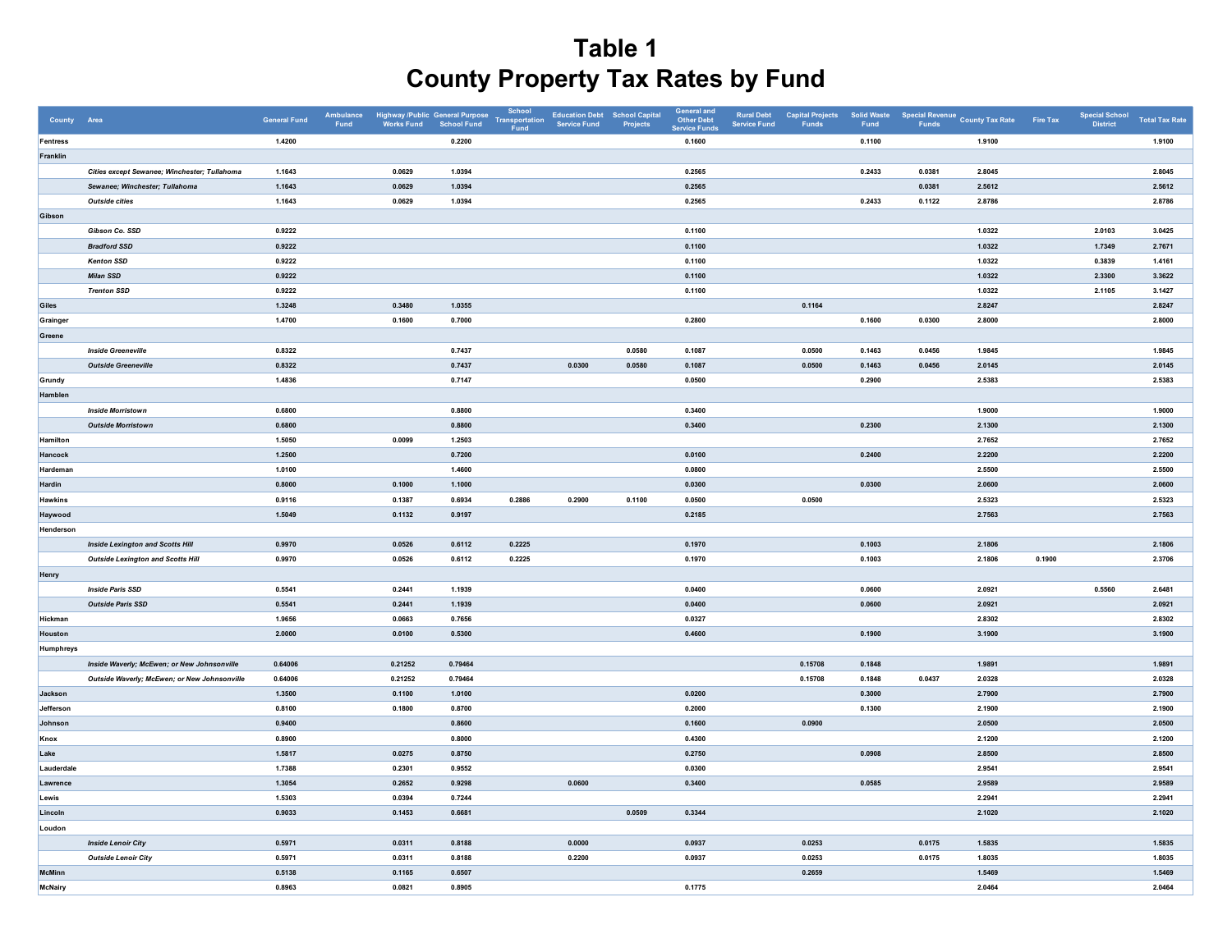# Table 1
# County Property Tax Rates by Fund

| County | Area | General Fund | Ambulance Fund | Highway /Public Works Fund | General Purpose School Fund | School Transportation Fund | Education Debt Service Fund | School Capital Projects | General and Other Debt Service Funds | Rural Debt Service Fund | Capital Projects Funds | Solid Waste Fund | Special Revenue Funds | County Tax Rate | Fire Tax | Special School District | Total Tax Rate |
|---|---|---|---|---|---|---|---|---|---|---|---|---|---|---|---|---|---|
| Fentress | | 1.4200 | | | 0.2200 | | | | 0.1600 | | | 0.1100 | | 1.9100 | | | 1.9100 |
| Franklin | | | | | | | | | | | | | | | | | |
| | *Cities except Sewanee; Winchester; Tullahoma* | 1.1643 | | 0.0629 | 1.0394 | | | | 0.2565 | | | 0.2433 | 0.0381 | 2.8045 | | | 2.8045 |
| | *Sewanee; Winchester; Tullahoma* | 1.1643 | | 0.0629 | 1.0394 | | | | 0.2565 | | | | 0.0381 | 2.5612 | | | 2.5612 |
| | *Outside cities* | 1.1643 | | 0.0629 | 1.0394 | | | | 0.2565 | | | 0.2433 | 0.1122 | 2.8786 | | | 2.8786 |
| Gibson | | | | | | | | | | | | | | | | | |
| | *Gibson Co. SSD* | 0.9222 | | | | | | | 0.1100 | | | | | 1.0322 | | 2.0103 | 3.0425 |
| | *Bradford SSD* | 0.9222 | | | | | | | 0.1100 | | | | | 1.0322 | | 1.7349 | 2.7671 |
| | *Kenton SSD* | 0.9222 | | | | | | | 0.1100 | | | | | 1.0322 | | 0.3839 | 1.4161 |
| | *Milan SSD* | 0.9222 | | | | | | | 0.1100 | | | | | 1.0322 | | 2.3300 | 3.3622 |
| | *Trenton SSD* | 0.9222 | | | | | | | 0.1100 | | | | | 1.0322 | | 2.1105 | 3.1427 |
| Giles | | 1.3248 | | 0.3480 | 1.0355 | | | | | | 0.1164 | | | 2.8247 | | | 2.8247 |
| Grainger | | 1.4700 | | 0.1600 | 0.7000 | | | | 0.2800 | | | 0.1600 | 0.0300 | 2.8000 | | | 2.8000 |
| Greene | | | | | | | | | | | | | | | | | |
| | *Inside Greeneville* | 0.8322 | | | 0.7437 | | | 0.0580 | 0.1087 | | 0.0500 | 0.1463 | 0.0456 | 1.9845 | | | 1.9845 |
| | *Outside Greeneville* | 0.8322 | | | 0.7437 | | 0.0300 | 0.0580 | 0.1087 | | 0.0500 | 0.1463 | 0.0456 | 2.0145 | | | 2.0145 |
| Grundy | | 1.4836 | | | 0.7147 | | | | 0.0500 | | | 0.2900 | | 2.5383 | | | 2.5383 |
| Hamblen | | | | | | | | | | | | | | | | | |
| | *Inside Morristown* | 0.6800 | | | 0.8800 | | | | 0.3400 | | | | | 1.9000 | | | 1.9000 |
| | *Outside Morristown* | 0.6800 | | | 0.8800 | | | | 0.3400 | | | 0.2300 | | 2.1300 | | | 2.1300 |
| Hamilton | | 1.5050 | | 0.0099 | 1.2503 | | | | | | | | | 2.7652 | | | 2.7652 |
| Hancock | | 1.2500 | | | 0.7200 | | | | 0.0100 | | | 0.2400 | | 2.2200 | | | 2.2200 |
| Hardeman | | 1.0100 | | | 1.4600 | | | | 0.0800 | | | | | 2.5500 | | | 2.5500 |
| Hardin | | 0.8000 | | 0.1000 | 1.1000 | | | | 0.0300 | | | 0.0300 | | 2.0600 | | | 2.0600 |
| Hawkins | | 0.9116 | | 0.1387 | 0.6934 | 0.2886 | 0.2900 | 0.1100 | 0.0500 | | 0.0500 | | | 2.5323 | | | 2.5323 |
| Haywood | | 1.5049 | | 0.1132 | 0.9197 | | | | 0.2185 | | | | | 2.7563 | | | 2.7563 |
| Henderson | | | | | | | | | | | | | | | | | |
| | *Inside Lexington and Scotts Hill* | 0.9970 | | 0.0526 | 0.6112 | 0.2225 | | | 0.1970 | | | 0.1003 | | 2.1806 | | | 2.1806 |
| | *Outside Lexington and Scotts Hill* | 0.9970 | | 0.0526 | 0.6112 | 0.2225 | | | 0.1970 | | | 0.1003 | | 2.1806 | 0.1900 | | 2.3706 |
| Henry | | | | | | | | | | | | | | | | | |
| | *Inside Paris SSD* | 0.5541 | | 0.2441 | 1.1939 | | | | 0.0400 | | | 0.0600 | | 2.0921 | | 0.5560 | 2.6481 |
| | *Outside Paris SSD* | 0.5541 | | 0.2441 | 1.1939 | | | | 0.0400 | | | 0.0600 | | 2.0921 | | | 2.0921 |
| Hickman | | 1.9656 | | 0.0663 | 0.7656 | | | | 0.0327 | | | | | 2.8302 | | | 2.8302 |
| Houston | | 2.0000 | | 0.0100 | 0.5300 | | | | 0.4600 | | | 0.1900 | | 3.1900 | | | 3.1900 |
| Humphreys | | | | | | | | | | | | | | | | | |
| | *Inside Waverly; McEwen; or New Johnsonville* | 0.64006 | | 0.21252 | 0.79464 | | | | | | 0.15708 | 0.1848 | | 1.9891 | | | 1.9891 |
| | *Outside Waverly; McEwen; or New Johnsonville* | 0.64006 | | 0.21252 | 0.79464 | | | | | | 0.15708 | 0.1848 | 0.0437 | 2.0328 | | | 2.0328 |
| Jackson | | 1.3500 | | 0.1100 | 1.0100 | | | | 0.0200 | | | 0.3000 | | 2.7900 | | | 2.7900 |
| Jefferson | | 0.8100 | | 0.1800 | 0.8700 | | | | 0.2000 | | | 0.1300 | | 2.1900 | | | 2.1900 |
| Johnson | | 0.9400 | | | 0.8600 | | | | 0.1600 | | 0.0900 | | | 2.0500 | | | 2.0500 |
| Knox | | 0.8900 | | | 0.8000 | | | | 0.4300 | | | | | 2.1200 | | | 2.1200 |
| Lake | | 1.5817 | | 0.0275 | 0.8750 | | | | 0.2750 | | | 0.0908 | | 2.8500 | | | 2.8500 |
| Lauderdale | | 1.7388 | | 0.2301 | 0.9552 | | | | 0.0300 | | | | | 2.9541 | | | 2.9541 |
| Lawrence | | 1.3054 | | 0.2652 | 0.9298 | | 0.0600 | | 0.3400 | | | 0.0585 | | 2.9589 | | | 2.9589 |
| Lewis | | 1.5303 | | 0.0394 | 0.7244 | | | | | | | | | 2.2941 | | | 2.2941 |
| Lincoln | | 0.9033 | | 0.1453 | 0.6681 | | | 0.0509 | 0.3344 | | | | | 2.1020 | | | 2.1020 |
| Loudon | | | | | | | | | | | | | | | | | |
| | *Inside Lenoir City* | 0.5971 | | 0.0311 | 0.8188 | | 0.0000 | | 0.0937 | | 0.0253 | | 0.0175 | 1.5835 | | | 1.5835 |
| | *Outside Lenoir City* | 0.5971 | | 0.0311 | 0.8188 | | 0.2200 | | 0.0937 | | 0.0253 | | 0.0175 | 1.8035 | | | 1.8035 |
| McMinn | | 0.5138 | | 0.1165 | 0.6507 | | | | | | 0.2659 | | | 1.5469 | | | 1.5469 |
| McNairy | | 0.8963 | | 0.0821 | 0.8905 | | | | 0.1775 | | | | | 2.0464 | | | 2.0464 |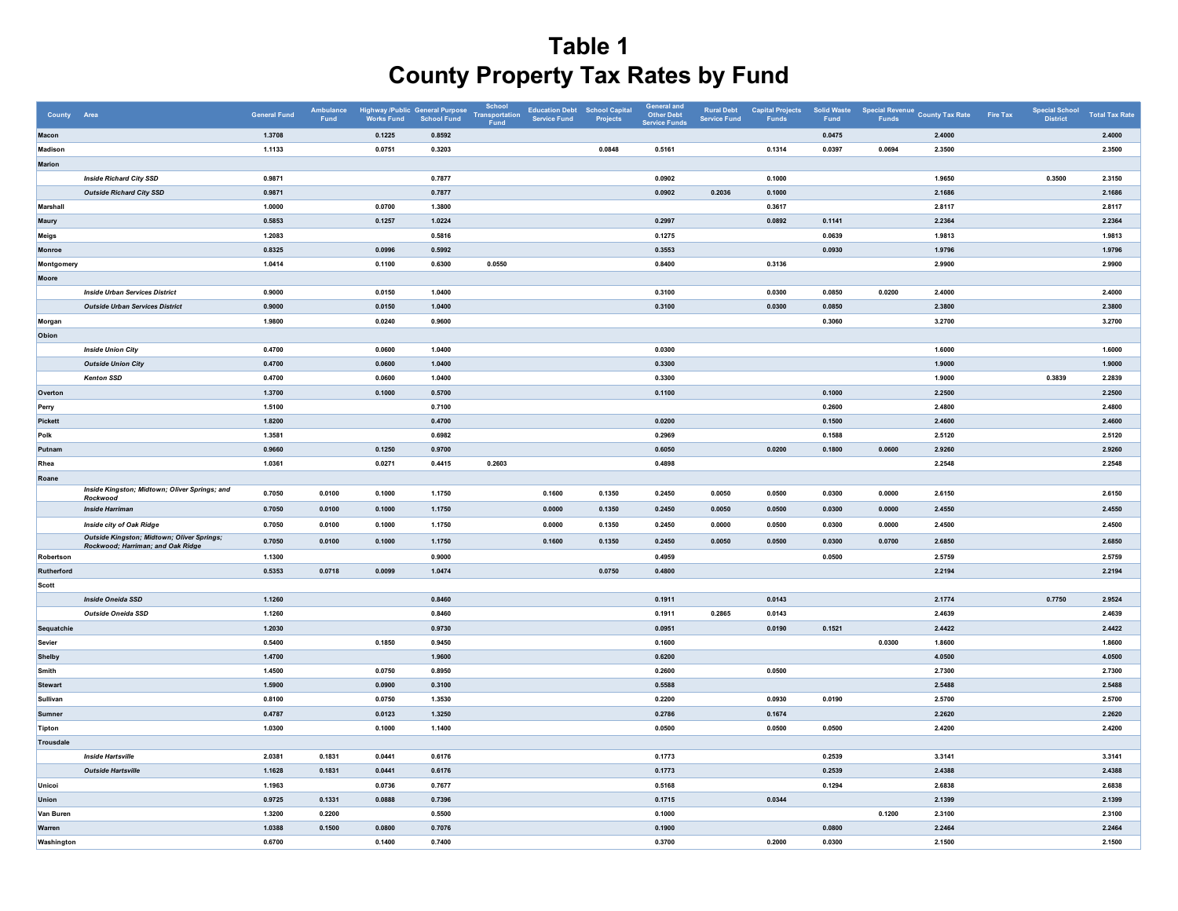# Table 1
# County Property Tax Rates by Fund

| County | Area | General Fund | Ambulance Fund | Highway /Public Works Fund | General Purpose School Fund | School Transportation Fund | Education Debt Service Fund | School Capital Projects | General and Other Debt Service Funds | Rural Debt Service Fund | Capital Projects Funds | Solid Waste Fund | Special Revenue Funds | County Tax Rate | Fire Tax | Special School District | Total Tax Rate |
|---|---|---|---|---|---|---|---|---|---|---|---|---|---|---|---|---|---|
| Macon | | 1.3708 | | 0.1225 | 0.8592 | | | | | | | 0.0475 | | 2.4000 | | | 2.4000 |
| Madison | | 1.1133 | | 0.0751 | 0.3203 | | | 0.0848 | 0.5161 | | 0.1314 | 0.0397 | 0.0694 | 2.3500 | | | 2.3500 |
| Marion | | | | | | | | | | | | | | | | | |
| | *Inside Richard City SSD* | 0.9871 | | | 0.7877 | | | | 0.0902 | | 0.1000 | | | 1.9650 | | 0.3500 | 2.3150 |
| | *Outside Richard City SSD* | 0.9871 | | | 0.7877 | | | | 0.0902 | 0.2036 | 0.1000 | | | 2.1686 | | | 2.1686 |
| Marshall | | 1.0000 | | 0.0700 | 1.3800 | | | | | | 0.3617 | | | 2.8117 | | | 2.8117 |
| Maury | | 0.5853 | | 0.1257 | 1.0224 | | | | 0.2997 | | 0.0892 | 0.1141 | | 2.2364 | | | 2.2364 |
| Meigs | | 1.2083 | | | 0.5816 | | | | 0.1275 | | | 0.0639 | | 1.9813 | | | 1.9813 |
| Monroe | | 0.8325 | | 0.0996 | 0.5992 | | | | 0.3553 | | | 0.0930 | | 1.9796 | | | 1.9796 |
| Montgomery | | 1.0414 | | 0.1100 | 0.6300 | 0.0550 | | | 0.8400 | | 0.3136 | | | 2.9900 | | | 2.9900 |
| Moore | | | | | | | | | | | | | | | | | |
| | *Inside Urban Services District* | 0.9000 | | 0.0150 | 1.0400 | | | | 0.3100 | | 0.0300 | 0.0850 | 0.0200 | 2.4000 | | | 2.4000 |
| | *Outside Urban Services District* | 0.9000 | | 0.0150 | 1.0400 | | | | 0.3100 | | 0.0300 | 0.0850 | | 2.3800 | | | 2.3800 |
| Morgan | | 1.9800 | | 0.0240 | 0.9600 | | | | | | | 0.3060 | | 3.2700 | | | 3.2700 |
| Obion | | | | | | | | | | | | | | | | | |
| | *Inside Union City* | 0.4700 | | 0.0600 | 1.0400 | | | | 0.0300 | | | | | 1.6000 | | | 1.6000 |
| | *Outside Union City* | 0.4700 | | 0.0600 | 1.0400 | | | | 0.3300 | | | | | 1.9000 | | | 1.9000 |
| | *Kenton SSD* | 0.4700 | | 0.0600 | 1.0400 | | | | 0.3300 | | | | | 1.9000 | | 0.3839 | 2.2839 |
| Overton | | 1.3700 | | 0.1000 | 0.5700 | | | | 0.1100 | | | 0.1000 | | 2.2500 | | | 2.2500 |
| Perry | | 1.5100 | | | 0.7100 | | | | | | | 0.2600 | | 2.4800 | | | 2.4800 |
| Pickett | | 1.8200 | | | 0.4700 | | | | 0.0200 | | | 0.1500 | | 2.4600 | | | 2.4600 |
| Polk | | 1.3581 | | | 0.6982 | | | | 0.2969 | | | 0.1588 | | 2.5120 | | | 2.5120 |
| Putnam | | 0.9660 | | 0.1250 | 0.9700 | | | | 0.6050 | | 0.0200 | 0.1800 | 0.0600 | 2.9260 | | | 2.9260 |
| Rhea | | 1.0361 | | 0.0271 | 0.4415 | 0.2603 | | | 0.4898 | | | | | 2.2548 | | | 2.2548 |
| Roane | | | | | | | | | | | | | | | | | |
| | *Inside Kingston; Midtown; Oliver Springs; and Rockwood* | 0.7050 | 0.0100 | 0.1000 | 1.1750 | | 0.1600 | 0.1350 | 0.2450 | 0.0050 | 0.0500 | 0.0300 | 0.0000 | 2.6150 | | | 2.6150 |
| | *Inside Harriman* | 0.7050 | 0.0100 | 0.1000 | 1.1750 | | 0.0000 | 0.1350 | 0.2450 | 0.0050 | 0.0500 | 0.0300 | 0.0000 | 2.4550 | | | 2.4550 |
| | *Inside city of Oak Ridge* | 0.7050 | 0.0100 | 0.1000 | 1.1750 | | 0.0000 | 0.1350 | 0.2450 | 0.0000 | 0.0500 | 0.0300 | 0.0000 | 2.4500 | | | 2.4500 |
| | *Outside Kingston; Midtown; Oliver Springs; Rockwood; Harriman; and Oak Ridge* | 0.7050 | 0.0100 | 0.1000 | 1.1750 | | 0.1600 | 0.1350 | 0.2450 | 0.0050 | 0.0500 | 0.0300 | 0.0700 | 2.6850 | | | 2.6850 |
| Robertson | | 1.1300 | | | 0.9000 | | | | 0.4959 | | | 0.0500 | | 2.5759 | | | 2.5759 |
| Rutherford | | 0.5353 | 0.0718 | 0.0099 | 1.0474 | | | 0.0750 | 0.4800 | | | | | 2.2194 | | | 2.2194 |
| Scott | | | | | | | | | | | | | | | | | |
| | *Inside Oneida SSD* | 1.1260 | | | 0.8460 | | | | 0.1911 | | 0.0143 | | | 2.1774 | | 0.7750 | 2.9524 |
| | *Outside Oneida SSD* | 1.1260 | | | 0.8460 | | | | 0.1911 | 0.2865 | 0.0143 | | | 2.4639 | | | 2.4639 |
| Sequatchie | | 1.2030 | | | 0.9730 | | | | 0.0951 | | 0.0190 | 0.1521 | | 2.4422 | | | 2.4422 |
| Sevier | | 0.5400 | | 0.1850 | 0.9450 | | | | 0.1600 | | | | 0.0300 | 1.8600 | | | 1.8600 |
| Shelby | | 1.4700 | | | 1.9600 | | | | 0.6200 | | | | | 4.0500 | | | 4.0500 |
| Smith | | 1.4500 | | 0.0750 | 0.8950 | | | | 0.2600 | | 0.0500 | | | 2.7300 | | | 2.7300 |
| Stewart | | 1.5900 | | 0.0900 | 0.3100 | | | | 0.5588 | | | | | 2.5488 | | | 2.5488 |
| Sullivan | | 0.8100 | | 0.0750 | 1.3530 | | | | 0.2200 | | 0.0930 | 0.0190 | | 2.5700 | | | 2.5700 |
| Sumner | | 0.4787 | | 0.0123 | 1.3250 | | | | 0.2786 | | 0.1674 | | | 2.2620 | | | 2.2620 |
| Tipton | | 1.0300 | | 0.1000 | 1.1400 | | | | 0.0500 | | 0.0500 | 0.0500 | | 2.4200 | | | 2.4200 |
| Trousdale | | | | | | | | | | | | | | | | | |
| | *Inside Hartsville* | 2.0381 | 0.1831 | 0.0441 | 0.6176 | | | | 0.1773 | | | 0.2539 | | 3.3141 | | | 3.3141 |
| | *Outside Hartsville* | 1.1628 | 0.1831 | 0.0441 | 0.6176 | | | | 0.1773 | | | 0.2539 | | 2.4388 | | | 2.4388 |
| Unicoi | | 1.1963 | | 0.0736 | 0.7677 | | | | 0.5168 | | | 0.1294 | | 2.6838 | | | 2.6838 |
| Union | | 0.9725 | 0.1331 | 0.0888 | 0.7396 | | | | 0.1715 | | 0.0344 | | | 2.1399 | | | 2.1399 |
| Van Buren | | 1.3200 | 0.2200 | | 0.5500 | | | | 0.1000 | | | | 0.1200 | 2.3100 | | | 2.3100 |
| Warren | | 1.0388 | 0.1500 | 0.0800 | 0.7076 | | | | 0.1900 | | | 0.0800 | | 2.2464 | | | 2.2464 |
| Washington | | 0.6700 | | 0.1400 | 0.7400 | | | | 0.3700 | | 0.2000 | 0.0300 | | 2.1500 | | | 2.1500 |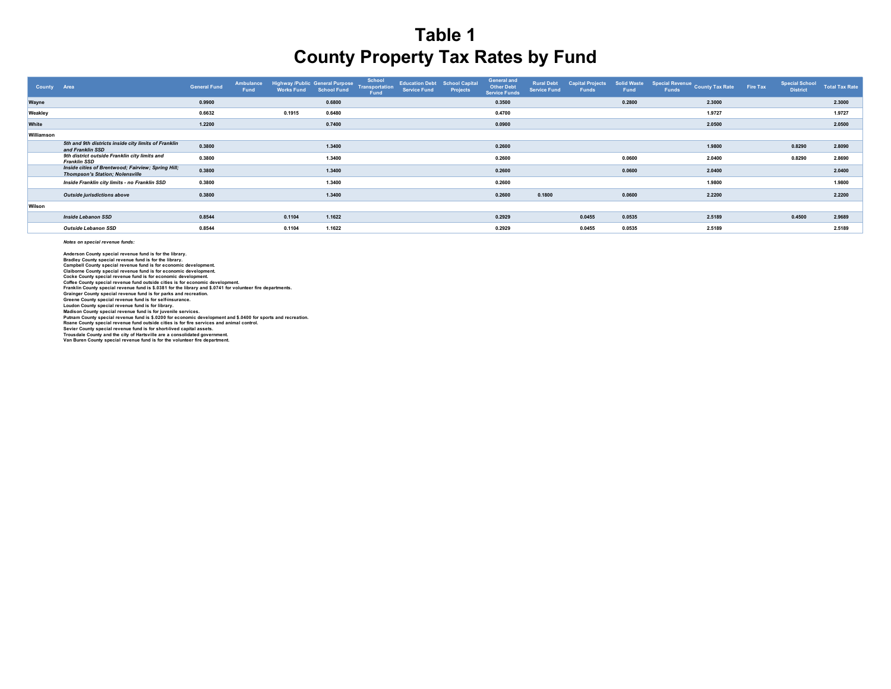# Table 1
# County Property Tax Rates by Fund

| County | Area | General Fund | Ambulance Fund | Highway /Public Works Fund | General Purpose School Fund | School Transportation Fund | Education Debt Service Fund | School Capital Projects | General and Other Debt Service Funds | Rural Debt Service Fund | Capital Projects Funds | Solid Waste Fund | Special Revenue Funds | County Tax Rate | Fire Tax | Special School District | Total Tax Rate |
|---|---|---|---|---|---|---|---|---|---|---|---|---|---|---|---|---|---|
| **Wayne** | | **0.9900** | | | **0.6800** | | | | **0.3500** | | | **0.2800** | | **2.3000** | | | **2.3000** |
| **Weakley** | | **0.6632** | | **0.1915** | **0.6480** | | | | **0.4700** | | | | | **1.9727** | | | **1.9727** |
| **White** | | **1.2200** | | | **0.7400** | | | | **0.0900** | | | | | **2.0500** | | | **2.0500** |
| **Williamson** | | | | | | | | | | | | | | | | | |
| | ***5th and 9th districts inside city limits of Franklin and Franklin SSD*** | **0.3800** | | | **1.3400** | | | | **0.2600** | | | | | **1.9800** | | **0.8290** | **2.8090** |
| | ***9th district outside Franklin city limits and Franklin SSD*** | **0.3800** | | | **1.3400** | | | | **0.2600** | | | **0.0600** | | **2.0400** | | **0.8290** | **2.8690** |
| | ***Inside cities of Brentwood; Fairview; Spring Hill; Thompson's Station; Nolensville*** | **0.3800** | | | **1.3400** | | | | **0.2600** | | | **0.0600** | | **2.0400** | | | **2.0400** |
| | ***Inside Franklin city limits - no Franklin SSD*** | **0.3800** | | | **1.3400** | | | | **0.2600** | | | | | **1.9800** | | | **1.9800** |
| | ***Outside jurisdictions above*** | **0.3800** | | | **1.3400** | | | | **0.2600** | **0.1800** | | **0.0600** | | **2.2200** | | | **2.2200** |
| **Wilson** | | | | | | | | | | | | | | | | | |
| | ***Inside Lebanon SSD*** | **0.8544** | | **0.1104** | **1.1622** | | | | **0.2929** | | **0.0455** | **0.0535** | | **2.5189** | | **0.4500** | **2.9689** |
| | ***Outside Lebanon SSD*** | **0.8544** | | **0.1104** | **1.1622** | | | | **0.2929** | | **0.0455** | **0.0535** | | **2.5189** | | | **2.5189** |

***Notes on special revenue funds:***

**Anderson County special revenue fund is for the library.**
**Bradley County special revenue fund is for the library.**
**Campbell County special revenue fund is for economic development.**
**Claiborne County special revenue fund is for economic development.**
**Cocke County special revenue fund is for economic development.**
**Coffee County special revenue fund outside cities is for economic development.**
**Franklin County special revenue fund is $.0381 for the library and $.0741 for volunteer fire departments.**
**Grainger County special revenue fund is for parks and recreation.**
**Greene County special revenue fund is for self-insurance.**
**Loudon County special revenue fund is for library.**
**Madison County special revenue fund is for juvenile services.**
**Putnam County special revenue fund is $.0200 for economic development and $.0400 for sports and recreation.**
**Roane County special revenue fund outside cities is for fire services and animal control.**
**Sevier County special revenue fund is for short-lived capital assets.**
**Trousdale County and the city of Hartsville are a consolidated government.**
**Van Buren County special revenue fund is for the volunteer fire department.**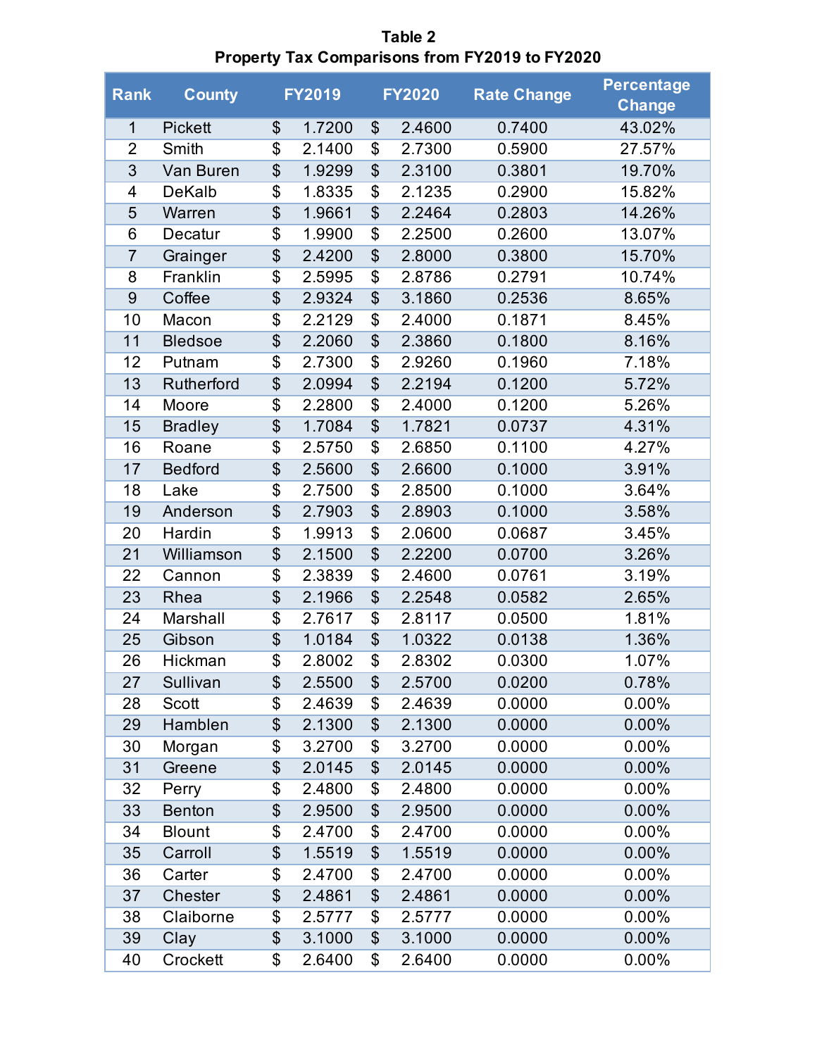**Table 2**
**Property Tax Comparisons from FY2019 to FY2020**

| Rank | County | FY2019 | FY2020 | Rate Change | Percentage Change |
|---|---|---|---|---|---|
| 1 | Pickett | $ 1.7200 | $ 2.4600 | 0.7400 | 43.02% |
| 2 | Smith | $ 2.1400 | $ 2.7300 | 0.5900 | 27.57% |
| 3 | Van Buren | $ 1.9299 | $ 2.3100 | 0.3801 | 19.70% |
| 4 | DeKalb | $ 1.8335 | $ 2.1235 | 0.2900 | 15.82% |
| 5 | Warren | $ 1.9661 | $ 2.2464 | 0.2803 | 14.26% |
| 6 | Decatur | $ 1.9900 | $ 2.2500 | 0.2600 | 13.07% |
| 7 | Grainger | $ 2.4200 | $ 2.8000 | 0.3800 | 15.70% |
| 8 | Franklin | $ 2.5995 | $ 2.8786 | 0.2791 | 10.74% |
| 9 | Coffee | $ 2.9324 | $ 3.1860 | 0.2536 | 8.65% |
| 10 | Macon | $ 2.2129 | $ 2.4000 | 0.1871 | 8.45% |
| 11 | Bledsoe | $ 2.2060 | $ 2.3860 | 0.1800 | 8.16% |
| 12 | Putnam | $ 2.7300 | $ 2.9260 | 0.1960 | 7.18% |
| 13 | Rutherford | $ 2.0994 | $ 2.2194 | 0.1200 | 5.72% |
| 14 | Moore | $ 2.2800 | $ 2.4000 | 0.1200 | 5.26% |
| 15 | Bradley | $ 1.7084 | $ 1.7821 | 0.0737 | 4.31% |
| 16 | Roane | $ 2.5750 | $ 2.6850 | 0.1100 | 4.27% |
| 17 | Bedford | $ 2.5600 | $ 2.6600 | 0.1000 | 3.91% |
| 18 | Lake | $ 2.7500 | $ 2.8500 | 0.1000 | 3.64% |
| 19 | Anderson | $ 2.7903 | $ 2.8903 | 0.1000 | 3.58% |
| 20 | Hardin | $ 1.9913 | $ 2.0600 | 0.0687 | 3.45% |
| 21 | Williamson | $ 2.1500 | $ 2.2200 | 0.0700 | 3.26% |
| 22 | Cannon | $ 2.3839 | $ 2.4600 | 0.0761 | 3.19% |
| 23 | Rhea | $ 2.1966 | $ 2.2548 | 0.0582 | 2.65% |
| 24 | Marshall | $ 2.7617 | $ 2.8117 | 0.0500 | 1.81% |
| 25 | Gibson | $ 1.0184 | $ 1.0322 | 0.0138 | 1.36% |
| 26 | Hickman | $ 2.8002 | $ 2.8302 | 0.0300 | 1.07% |
| 27 | Sullivan | $ 2.5500 | $ 2.5700 | 0.0200 | 0.78% |
| 28 | Scott | $ 2.4639 | $ 2.4639 | 0.0000 | 0.00% |
| 29 | Hamblen | $ 2.1300 | $ 2.1300 | 0.0000 | 0.00% |
| 30 | Morgan | $ 3.2700 | $ 3.2700 | 0.0000 | 0.00% |
| 31 | Greene | $ 2.0145 | $ 2.0145 | 0.0000 | 0.00% |
| 32 | Perry | $ 2.4800 | $ 2.4800 | 0.0000 | 0.00% |
| 33 | Benton | $ 2.9500 | $ 2.9500 | 0.0000 | 0.00% |
| 34 | Blount | $ 2.4700 | $ 2.4700 | 0.0000 | 0.00% |
| 35 | Carroll | $ 1.5519 | $ 1.5519 | 0.0000 | 0.00% |
| 36 | Carter | $ 2.4700 | $ 2.4700 | 0.0000 | 0.00% |
| 37 | Chester | $ 2.4861 | $ 2.4861 | 0.0000 | 0.00% |
| 38 | Claiborne | $ 2.5777 | $ 2.5777 | 0.0000 | 0.00% |
| 39 | Clay | $ 3.1000 | $ 3.1000 | 0.0000 | 0.00% |
| 40 | Crockett | $ 2.6400 | $ 2.6400 | 0.0000 | 0.00% |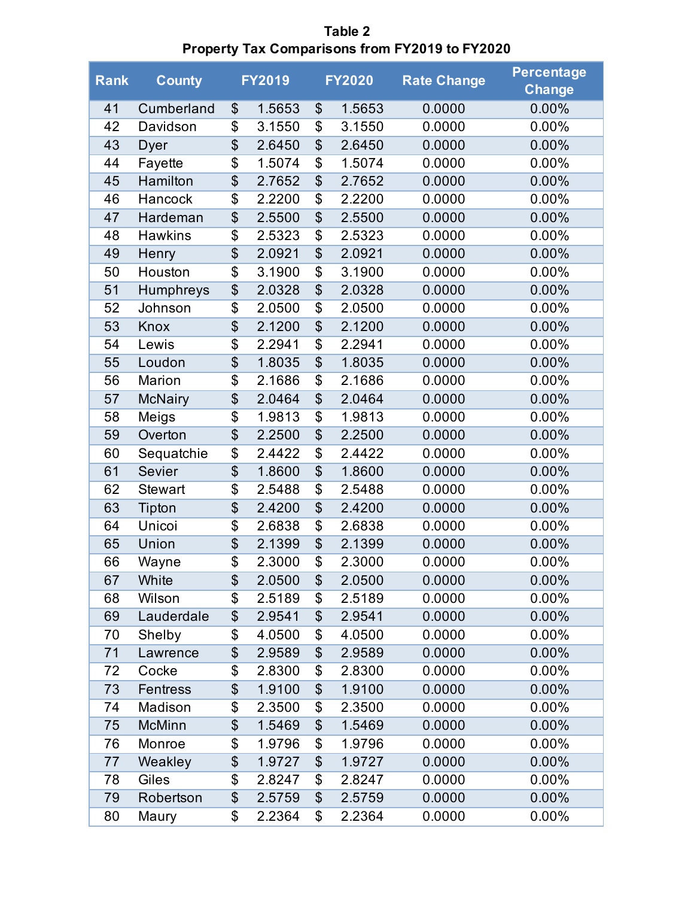**Table 2**
**Property Tax Comparisons from FY2019 to FY2020**

| Rank | County | FY2019 | FY2020 | Rate Change | Percentage Change |
|---|---|---|---|---|---|
| 41 | Cumberland | $ 1.5653 | $ 1.5653 | 0.0000 | 0.00% |
| 42 | Davidson | $ 3.1550 | $ 3.1550 | 0.0000 | 0.00% |
| 43 | Dyer | $ 2.6450 | $ 2.6450 | 0.0000 | 0.00% |
| 44 | Fayette | $ 1.5074 | $ 1.5074 | 0.0000 | 0.00% |
| 45 | Hamilton | $ 2.7652 | $ 2.7652 | 0.0000 | 0.00% |
| 46 | Hancock | $ 2.2200 | $ 2.2200 | 0.0000 | 0.00% |
| 47 | Hardeman | $ 2.5500 | $ 2.5500 | 0.0000 | 0.00% |
| 48 | Hawkins | $ 2.5323 | $ 2.5323 | 0.0000 | 0.00% |
| 49 | Henry | $ 2.0921 | $ 2.0921 | 0.0000 | 0.00% |
| 50 | Houston | $ 3.1900 | $ 3.1900 | 0.0000 | 0.00% |
| 51 | Humphreys | $ 2.0328 | $ 2.0328 | 0.0000 | 0.00% |
| 52 | Johnson | $ 2.0500 | $ 2.0500 | 0.0000 | 0.00% |
| 53 | Knox | $ 2.1200 | $ 2.1200 | 0.0000 | 0.00% |
| 54 | Lewis | $ 2.2941 | $ 2.2941 | 0.0000 | 0.00% |
| 55 | Loudon | $ 1.8035 | $ 1.8035 | 0.0000 | 0.00% |
| 56 | Marion | $ 2.1686 | $ 2.1686 | 0.0000 | 0.00% |
| 57 | McNairy | $ 2.0464 | $ 2.0464 | 0.0000 | 0.00% |
| 58 | Meigs | $ 1.9813 | $ 1.9813 | 0.0000 | 0.00% |
| 59 | Overton | $ 2.2500 | $ 2.2500 | 0.0000 | 0.00% |
| 60 | Sequatchie | $ 2.4422 | $ 2.4422 | 0.0000 | 0.00% |
| 61 | Sevier | $ 1.8600 | $ 1.8600 | 0.0000 | 0.00% |
| 62 | Stewart | $ 2.5488 | $ 2.5488 | 0.0000 | 0.00% |
| 63 | Tipton | $ 2.4200 | $ 2.4200 | 0.0000 | 0.00% |
| 64 | Unicoi | $ 2.6838 | $ 2.6838 | 0.0000 | 0.00% |
| 65 | Union | $ 2.1399 | $ 2.1399 | 0.0000 | 0.00% |
| 66 | Wayne | $ 2.3000 | $ 2.3000 | 0.0000 | 0.00% |
| 67 | White | $ 2.0500 | $ 2.0500 | 0.0000 | 0.00% |
| 68 | Wilson | $ 2.5189 | $ 2.5189 | 0.0000 | 0.00% |
| 69 | Lauderdale | $ 2.9541 | $ 2.9541 | 0.0000 | 0.00% |
| 70 | Shelby | $ 4.0500 | $ 4.0500 | 0.0000 | 0.00% |
| 71 | Lawrence | $ 2.9589 | $ 2.9589 | 0.0000 | 0.00% |
| 72 | Cocke | $ 2.8300 | $ 2.8300 | 0.0000 | 0.00% |
| 73 | Fentress | $ 1.9100 | $ 1.9100 | 0.0000 | 0.00% |
| 74 | Madison | $ 2.3500 | $ 2.3500 | 0.0000 | 0.00% |
| 75 | McMinn | $ 1.5469 | $ 1.5469 | 0.0000 | 0.00% |
| 76 | Monroe | $ 1.9796 | $ 1.9796 | 0.0000 | 0.00% |
| 77 | Weakley | $ 1.9727 | $ 1.9727 | 0.0000 | 0.00% |
| 78 | Giles | $ 2.8247 | $ 2.8247 | 0.0000 | 0.00% |
| 79 | Robertson | $ 2.5759 | $ 2.5759 | 0.0000 | 0.00% |
| 80 | Maury | $ 2.2364 | $ 2.2364 | 0.0000 | 0.00% |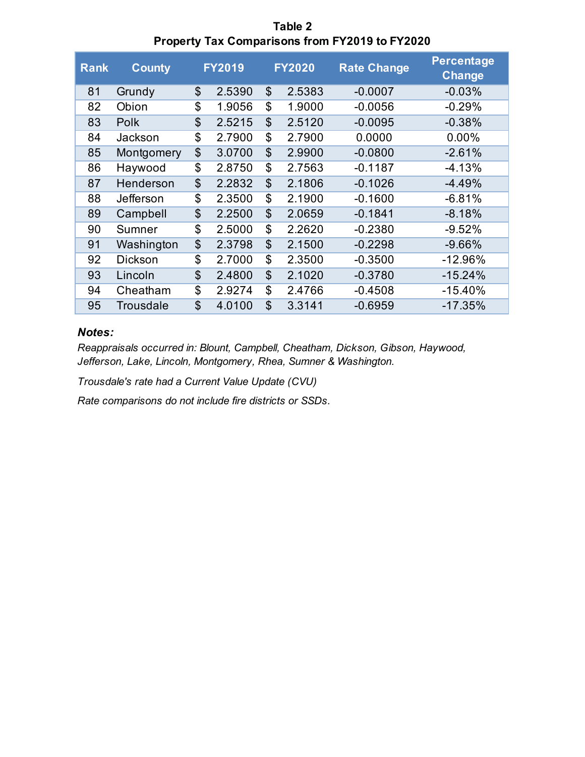**Table 2**
**Property Tax Comparisons from FY2019 to FY2020**

| Rank | County | FY2019 | FY2020 | Rate Change | Percentage Change |
|---|---|---|---|---|---|
| 81 | Grundy | $ 2.5390 | $ 2.5383 | -0.0007 | -0.03% |
| 82 | Obion | $ 1.9056 | $ 1.9000 | -0.0056 | -0.29% |
| 83 | Polk | $ 2.5215 | $ 2.5120 | -0.0095 | -0.38% |
| 84 | Jackson | $ 2.7900 | $ 2.7900 | 0.0000 | 0.00% |
| 85 | Montgomery | $ 3.0700 | $ 2.9900 | -0.0800 | -2.61% |
| 86 | Haywood | $ 2.8750 | $ 2.7563 | -0.1187 | -4.13% |
| 87 | Henderson | $ 2.2832 | $ 2.1806 | -0.1026 | -4.49% |
| 88 | Jefferson | $ 2.3500 | $ 2.1900 | -0.1600 | -6.81% |
| 89 | Campbell | $ 2.2500 | $ 2.0659 | -0.1841 | -8.18% |
| 90 | Sumner | $ 2.5000 | $ 2.2620 | -0.2380 | -9.52% |
| 91 | Washington | $ 2.3798 | $ 2.1500 | -0.2298 | -9.66% |
| 92 | Dickson | $ 2.7000 | $ 2.3500 | -0.3500 | -12.96% |
| 93 | Lincoln | $ 2.4800 | $ 2.1020 | -0.3780 | -15.24% |
| 94 | Cheatham | $ 2.9274 | $ 2.4766 | -0.4508 | -15.40% |
| 95 | Trousdale | $ 4.0100 | $ 3.3141 | -0.6959 | -17.35% |

***Notes:***

*Reappraisals occurred in: Blount, Campbell, Cheatham, Dickson, Gibson, Haywood, Jefferson, Lake, Lincoln, Montgomery, Rhea, Sumner & Washington.*

*Trousdale's rate had a Current Value Update (CVU)*

*Rate comparisons do not include fire districts or SSDs.*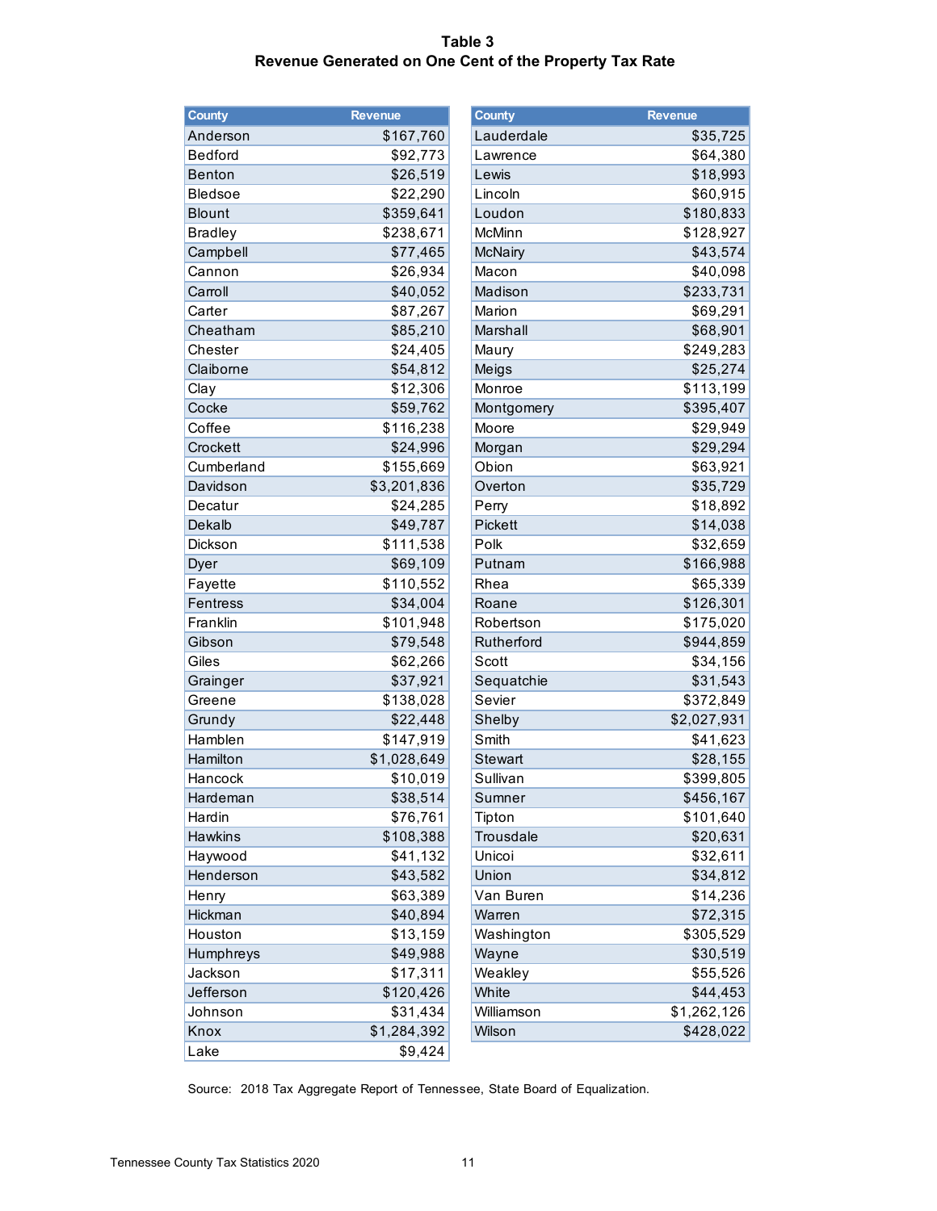**Table 3**
**Revenue Generated on One Cent of the Property Tax Rate**

| County | Revenue |
|---|---|
| Anderson | $167,760 |
| Bedford | $92,773 |
| Benton | $26,519 |
| Bledsoe | $22,290 |
| Blount | $359,641 |
| Bradley | $238,671 |
| Campbell | $77,465 |
| Cannon | $26,934 |
| Carroll | $40,052 |
| Carter | $87,267 |
| Cheatham | $85,210 |
| Chester | $24,405 |
| Claiborne | $54,812 |
| Clay | $12,306 |
| Cocke | $59,762 |
| Coffee | $116,238 |
| Crockett | $24,996 |
| Cumberland | $155,669 |
| Davidson | $3,201,836 |
| Decatur | $24,285 |
| Dekalb | $49,787 |
| Dickson | $111,538 |
| Dyer | $69,109 |
| Fayette | $110,552 |
| Fentress | $34,004 |
| Franklin | $101,948 |
| Gibson | $79,548 |
| Giles | $62,266 |
| Grainger | $37,921 |
| Greene | $138,028 |
| Grundy | $22,448 |
| Hamblen | $147,919 |
| Hamilton | $1,028,649 |
| Hancock | $10,019 |
| Hardeman | $38,514 |
| Hardin | $76,761 |
| Hawkins | $108,388 |
| Haywood | $41,132 |
| Henderson | $43,582 |
| Henry | $63,389 |
| Hickman | $40,894 |
| Houston | $13,159 |
| Humphreys | $49,988 |
| Jackson | $17,311 |
| Jefferson | $120,426 |
| Johnson | $31,434 |
| Knox | $1,284,392 |
| Lake | $9,424 |
| Lauderdale | $35,725 |
| Lawrence | $64,380 |
| Lewis | $18,993 |
| Lincoln | $60,915 |
| Loudon | $180,833 |
| McMinn | $128,927 |
| McNairy | $43,574 |
| Macon | $40,098 |
| Madison | $233,731 |
| Marion | $69,291 |
| Marshall | $68,901 |
| Maury | $249,283 |
| Meigs | $25,274 |
| Monroe | $113,199 |
| Montgomery | $395,407 |
| Moore | $29,949 |
| Morgan | $29,294 |
| Obion | $63,921 |
| Overton | $35,729 |
| Perry | $18,892 |
| Pickett | $14,038 |
| Polk | $32,659 |
| Putnam | $166,988 |
| Rhea | $65,339 |
| Roane | $126,301 |
| Robertson | $175,020 |
| Rutherford | $944,859 |
| Scott | $34,156 |
| Sequatchie | $31,543 |
| Sevier | $372,849 |
| Shelby | $2,027,931 |
| Smith | $41,623 |
| Stewart | $28,155 |
| Sullivan | $399,805 |
| Sumner | $456,167 |
| Tipton | $101,640 |
| Trousdale | $20,631 |
| Unicoi | $32,611 |
| Union | $34,812 |
| Van Buren | $14,236 |
| Warren | $72,315 |
| Washington | $305,529 |
| Wayne | $30,519 |
| Weakley | $55,526 |
| White | $44,453 |
| Williamson | $1,262,126 |
| Wilson | $428,022 |

Source: 2018 Tax Aggregate Report of Tennessee, State Board of Equalization.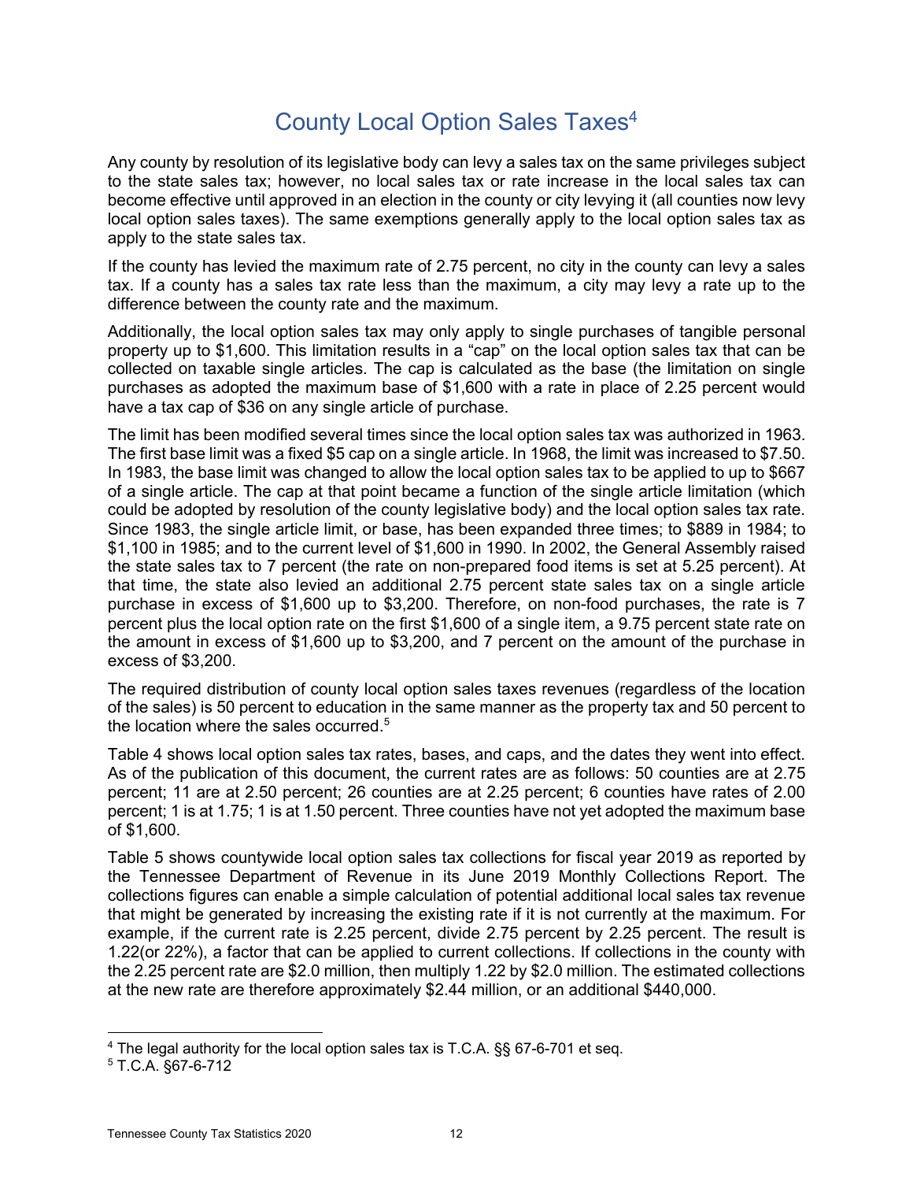# County Local Option Sales Taxes[4]

Any county by resolution of its legislative body can levy a sales tax on the same privileges subject to the state sales tax; however, no local sales tax or rate increase in the local sales tax can become effective until approved in an election in the county or city levying it (all counties now levy local option sales taxes). The same exemptions generally apply to the local option sales tax as apply to the state sales tax.

If the county has levied the maximum rate of 2.75 percent, no city in the county can levy a sales tax. If a county has a sales tax rate less than the maximum, a city may levy a rate up to the difference between the county rate and the maximum.

Additionally, the local option sales tax may only apply to single purchases of tangible personal property up to $1,600. This limitation results in a "cap" on the local option sales tax that can be collected on taxable single articles. The cap is calculated as the base (the limitation on single purchases as adopted the maximum base of $1,600 with a rate in place of 2.25 percent would have a tax cap of $36 on any single article of purchase.

The limit has been modified several times since the local option sales tax was authorized in 1963. The first base limit was a fixed $5 cap on a single article. In 1968, the limit was increased to $7.50. In 1983, the base limit was changed to allow the local option sales tax to be applied to up to $667 of a single article. The cap at that point became a function of the single article limitation (which could be adopted by resolution of the county legislative body) and the local option sales tax rate. Since 1983, the single article limit, or base, has been expanded three times; to $889 in 1984; to $1,100 in 1985; and to the current level of $1,600 in 1990. In 2002, the General Assembly raised the state sales tax to 7 percent (the rate on non-prepared food items is set at 5.25 percent). At that time, the state also levied an additional 2.75 percent state sales tax on a single article purchase in excess of $1,600 up to $3,200. Therefore, on non-food purchases, the rate is 7 percent plus the local option rate on the first $1,600 of a single item, a 9.75 percent state rate on the amount in excess of $1,600 up to $3,200, and 7 percent on the amount of the purchase in excess of $3,200.

The required distribution of county local option sales taxes revenues (regardless of the location of the sales) is 50 percent to education in the same manner as the property tax and 50 percent to the location where the sales occurred.[5]

Table 4 shows local option sales tax rates, bases, and caps, and the dates they went into effect. As of the publication of this document, the current rates are as follows: 50 counties are at 2.75 percent; 11 are at 2.50 percent; 26 counties are at 2.25 percent; 6 counties have rates of 2.00 percent; 1 is at 1.75; 1 is at 1.50 percent. Three counties have not yet adopted the maximum base of $1,600.

Table 5 shows countywide local option sales tax collections for fiscal year 2019 as reported by the Tennessee Department of Revenue in its June 2019 Monthly Collections Report. The collections figures can enable a simple calculation of potential additional local sales tax revenue that might be generated by increasing the existing rate if it is not currently at the maximum. For example, if the current rate is 2.25 percent, divide 2.75 percent by 2.25 percent. The result is 1.22(or 22%), a factor that can be applied to current collections. If collections in the county with the 2.25 percent rate are $2.0 million, then multiply 1.22 by $2.0 million. The estimated collections at the new rate are therefore approximately $2.44 million, or an additional $440,000.

---

[4] The legal authority for the local option sales tax is T.C.A. §§ 67-6-701 et seq.

[5] T.C.A. §67-6-712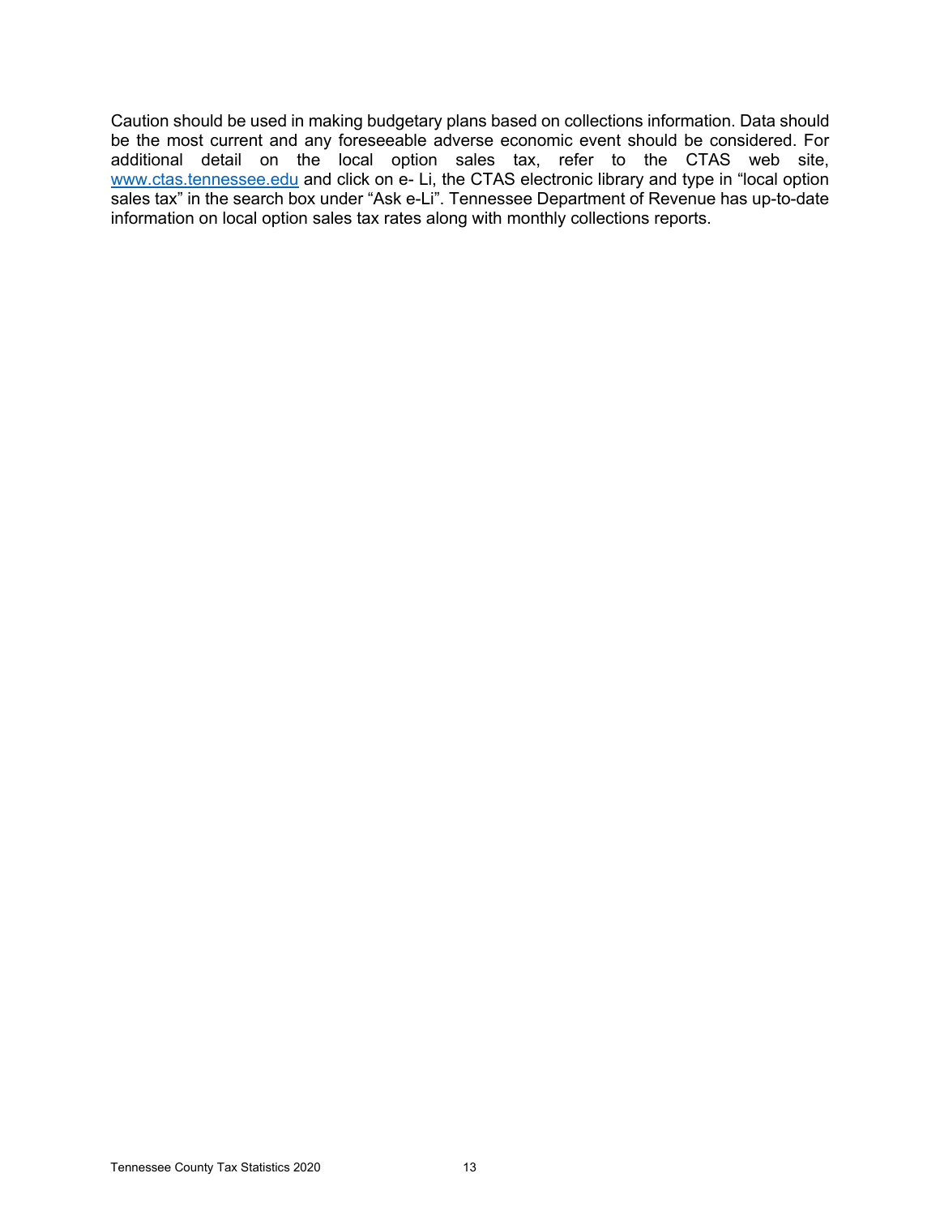Caution should be used in making budgetary plans based on collections information. Data should be the most current and any foreseeable adverse economic event should be considered. For additional detail on the local option sales tax, refer to the CTAS web site, [www.ctas.tennessee.edu](http://www.ctas.tennessee.edu) and click on e- Li, the CTAS electronic library and type in "local option sales tax" in the search box under "Ask e-Li". Tennessee Department of Revenue has up-to-date information on local option sales tax rates along with monthly collections reports.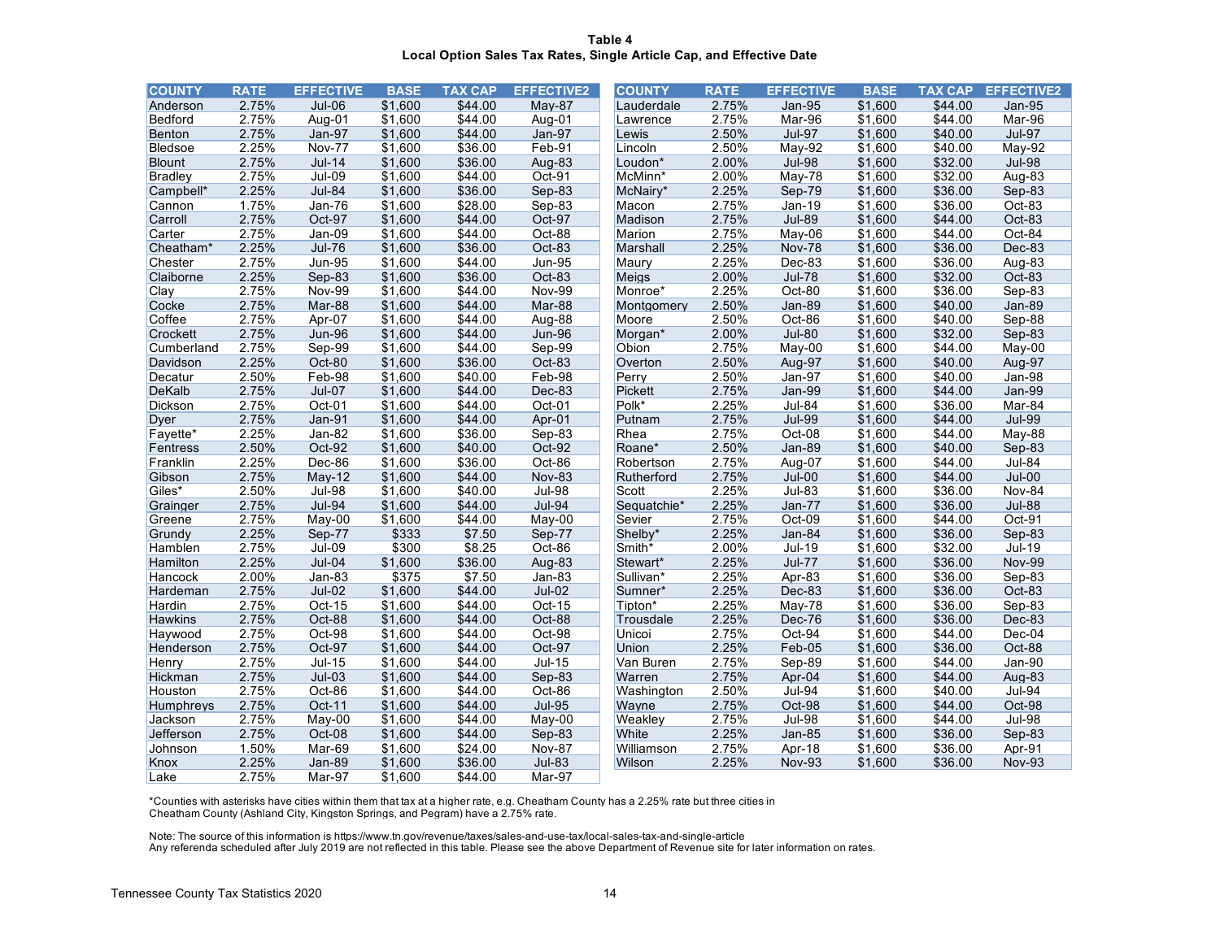**Table 4**
**Local Option Sales Tax Rates, Single Article Cap, and Effective Date**

| COUNTY | RATE | EFFECTIVE | BASE | TAX CAP | EFFECTIVE2 |
|---|---|---|---|---|---|
| Anderson | 2.75% | Jul-06 | $1,600 | $44.00 | May-87 |
| Bedford | 2.75% | Aug-01 | $1,600 | $44.00 | Aug-01 |
| Benton | 2.75% | Jan-97 | $1,600 | $44.00 | Jan-97 |
| Bledsoe | 2.25% | Nov-77 | $1,600 | $36.00 | Feb-91 |
| Blount | 2.75% | Jul-14 | $1,600 | $36.00 | Aug-83 |
| Bradley | 2.75% | Jul-09 | $1,600 | $44.00 | Oct-91 |
| Campbell* | 2.25% | Jul-84 | $1,600 | $36.00 | Sep-83 |
| Cannon | 1.75% | Jan-76 | $1,600 | $28.00 | Sep-83 |
| Carroll | 2.75% | Oct-97 | $1,600 | $44.00 | Oct-97 |
| Carter | 2.75% | Jan-09 | $1,600 | $44.00 | Oct-88 |
| Cheatham* | 2.25% | Jul-76 | $1,600 | $36.00 | Oct-83 |
| Chester | 2.75% | Jun-95 | $1,600 | $44.00 | Jun-95 |
| Claiborne | 2.25% | Sep-83 | $1,600 | $36.00 | Oct-83 |
| Clay | 2.75% | Nov-99 | $1,600 | $44.00 | Nov-99 |
| Cocke | 2.75% | Mar-88 | $1,600 | $44.00 | Mar-88 |
| Coffee | 2.75% | Apr-07 | $1,600 | $44.00 | Aug-88 |
| Crockett | 2.75% | Jun-96 | $1,600 | $44.00 | Jun-96 |
| Cumberland | 2.75% | Sep-99 | $1,600 | $44.00 | Sep-99 |
| Davidson | 2.25% | Oct-80 | $1,600 | $36.00 | Oct-83 |
| Decatur | 2.50% | Feb-98 | $1,600 | $40.00 | Feb-98 |
| DeKalb | 2.75% | Jul-07 | $1,600 | $44.00 | Dec-83 |
| Dickson | 2.75% | Oct-01 | $1,600 | $44.00 | Oct-01 |
| Dyer | 2.75% | Jan-91 | $1,600 | $44.00 | Apr-01 |
| Fayette* | 2.25% | Jan-82 | $1,600 | $36.00 | Sep-83 |
| Fentress | 2.50% | Oct-92 | $1,600 | $40.00 | Oct-92 |
| Franklin | 2.25% | Dec-86 | $1,600 | $36.00 | Oct-86 |
| Gibson | 2.75% | May-12 | $1,600 | $44.00 | Nov-83 |
| Giles* | 2.50% | Jul-98 | $1,600 | $40.00 | Jul-98 |
| Grainger | 2.75% | Jul-94 | $1,600 | $44.00 | Jul-94 |
| Greene | 2.75% | May-00 | $1,600 | $44.00 | May-00 |
| Grundy | 2.25% | Sep-77 | $333 | $7.50 | Sep-77 |
| Hamblen | 2.75% | Jul-09 | $300 | $8.25 | Oct-86 |
| Hamilton | 2.25% | Jul-04 | $1,600 | $36.00 | Aug-83 |
| Hancock | 2.00% | Jan-83 | $375 | $7.50 | Jan-83 |
| Hardeman | 2.75% | Jul-02 | $1,600 | $44.00 | Jul-02 |
| Hardin | 2.75% | Oct-15 | $1,600 | $44.00 | Oct-15 |
| Hawkins | 2.75% | Oct-88 | $1,600 | $44.00 | Oct-88 |
| Haywood | 2.75% | Oct-98 | $1,600 | $44.00 | Oct-98 |
| Henderson | 2.75% | Oct-97 | $1,600 | $44.00 | Oct-97 |
| Henry | 2.75% | Jul-15 | $1,600 | $44.00 | Jul-15 |
| Hickman | 2.75% | Jul-03 | $1,600 | $44.00 | Sep-83 |
| Houston | 2.75% | Oct-86 | $1,600 | $44.00 | Oct-86 |
| Humphreys | 2.75% | Oct-11 | $1,600 | $44.00 | Jul-95 |
| Jackson | 2.75% | May-00 | $1,600 | $44.00 | May-00 |
| Jefferson | 2.75% | Oct-08 | $1,600 | $44.00 | Sep-83 |
| Johnson | 1.50% | Mar-69 | $1,600 | $24.00 | Nov-87 |
| Knox | 2.25% | Jan-89 | $1,600 | $36.00 | Jul-83 |
| Lake | 2.75% | Mar-97 | $1,600 | $44.00 | Mar-97 |
| Lauderdale | 2.75% | Jan-95 | $1,600 | $44.00 | Jan-95 |
| Lawrence | 2.75% | Mar-96 | $1,600 | $44.00 | Mar-96 |
| Lewis | 2.50% | Jul-97 | $1,600 | $40.00 | Jul-97 |
| Lincoln | 2.50% | May-92 | $1,600 | $40.00 | May-92 |
| Loudon* | 2.00% | Jul-98 | $1,600 | $32.00 | Jul-98 |
| McMinn* | 2.00% | May-78 | $1,600 | $32.00 | Aug-83 |
| McNairy* | 2.25% | Sep-79 | $1,600 | $36.00 | Sep-83 |
| Macon | 2.75% | Jan-19 | $1,600 | $36.00 | Oct-83 |
| Madison | 2.75% | Jul-89 | $1,600 | $44.00 | Oct-83 |
| Marion | 2.75% | May-06 | $1,600 | $44.00 | Oct-84 |
| Marshall | 2.25% | Nov-78 | $1,600 | $36.00 | Dec-83 |
| Maury | 2.25% | Dec-83 | $1,600 | $36.00 | Aug-83 |
| Meigs | 2.00% | Jul-78 | $1,600 | $32.00 | Oct-83 |
| Monroe* | 2.25% | Oct-80 | $1,600 | $36.00 | Sep-83 |
| Montgomery | 2.50% | Jan-89 | $1,600 | $40.00 | Jan-89 |
| Moore | 2.50% | Oct-86 | $1,600 | $40.00 | Sep-88 |
| Morgan* | 2.00% | Jul-80 | $1,600 | $32.00 | Sep-83 |
| Obion | 2.75% | May-00 | $1,600 | $44.00 | May-00 |
| Overton | 2.50% | Aug-97 | $1,600 | $40.00 | Aug-97 |
| Perry | 2.50% | Jan-97 | $1,600 | $40.00 | Jan-98 |
| Pickett | 2.75% | Jan-99 | $1,600 | $44.00 | Jan-99 |
| Polk* | 2.25% | Jul-84 | $1,600 | $36.00 | Mar-84 |
| Putnam | 2.75% | Jul-99 | $1,600 | $44.00 | Jul-99 |
| Rhea | 2.75% | Oct-08 | $1,600 | $44.00 | May-88 |
| Roane* | 2.50% | Jan-89 | $1,600 | $40.00 | Sep-83 |
| Robertson | 2.75% | Aug-07 | $1,600 | $44.00 | Jul-84 |
| Rutherford | 2.75% | Jul-00 | $1,600 | $44.00 | Jul-00 |
| Scott | 2.25% | Jul-83 | $1,600 | $36.00 | Nov-84 |
| Sequatchie* | 2.25% | Jan-77 | $1,600 | $36.00 | Jul-88 |
| Sevier | 2.75% | Oct-09 | $1,600 | $44.00 | Oct-91 |
| Shelby* | 2.25% | Jan-84 | $1,600 | $36.00 | Sep-83 |
| Smith* | 2.00% | Jul-19 | $1,600 | $32.00 | Jul-19 |
| Stewart* | 2.25% | Jul-77 | $1,600 | $36.00 | Nov-99 |
| Sullivan* | 2.25% | Apr-83 | $1,600 | $36.00 | Sep-83 |
| Sumner* | 2.25% | Dec-83 | $1,600 | $36.00 | Oct-83 |
| Tipton* | 2.25% | May-78 | $1,600 | $36.00 | Sep-83 |
| Trousdale | 2.25% | Dec-76 | $1,600 | $36.00 | Dec-83 |
| Unicoi | 2.75% | Oct-94 | $1,600 | $44.00 | Dec-04 |
| Union | 2.25% | Feb-05 | $1,600 | $36.00 | Oct-88 |
| Van Buren | 2.75% | Sep-89 | $1,600 | $44.00 | Jan-90 |
| Warren | 2.75% | Apr-04 | $1,600 | $44.00 | Aug-83 |
| Washington | 2.50% | Jul-94 | $1,600 | $40.00 | Jul-94 |
| Wayne | 2.75% | Oct-98 | $1,600 | $44.00 | Oct-98 |
| Weakley | 2.75% | Jul-98 | $1,600 | $44.00 | Jul-98 |
| White | 2.25% | Jan-85 | $1,600 | $36.00 | Sep-83 |
| Williamson | 2.75% | Apr-18 | $1,600 | $36.00 | Apr-91 |
| Wilson | 2.25% | Nov-93 | $1,600 | $36.00 | Nov-93 |

*Counties with asterisks have cities within them that tax at a higher rate, e.g. Cheatham County has a 2.25% rate but three cities in Cheatham County (Ashland City, Kingston Springs, and Pegram) have a 2.75% rate.

Note: The source of this information is https://www.tn.gov/revenue/taxes/sales-and-use-tax/local-sales-tax-and-single-article
Any referenda scheduled after July 2019 are not reflected in this table. Please see the above Department of Revenue site for later information on rates.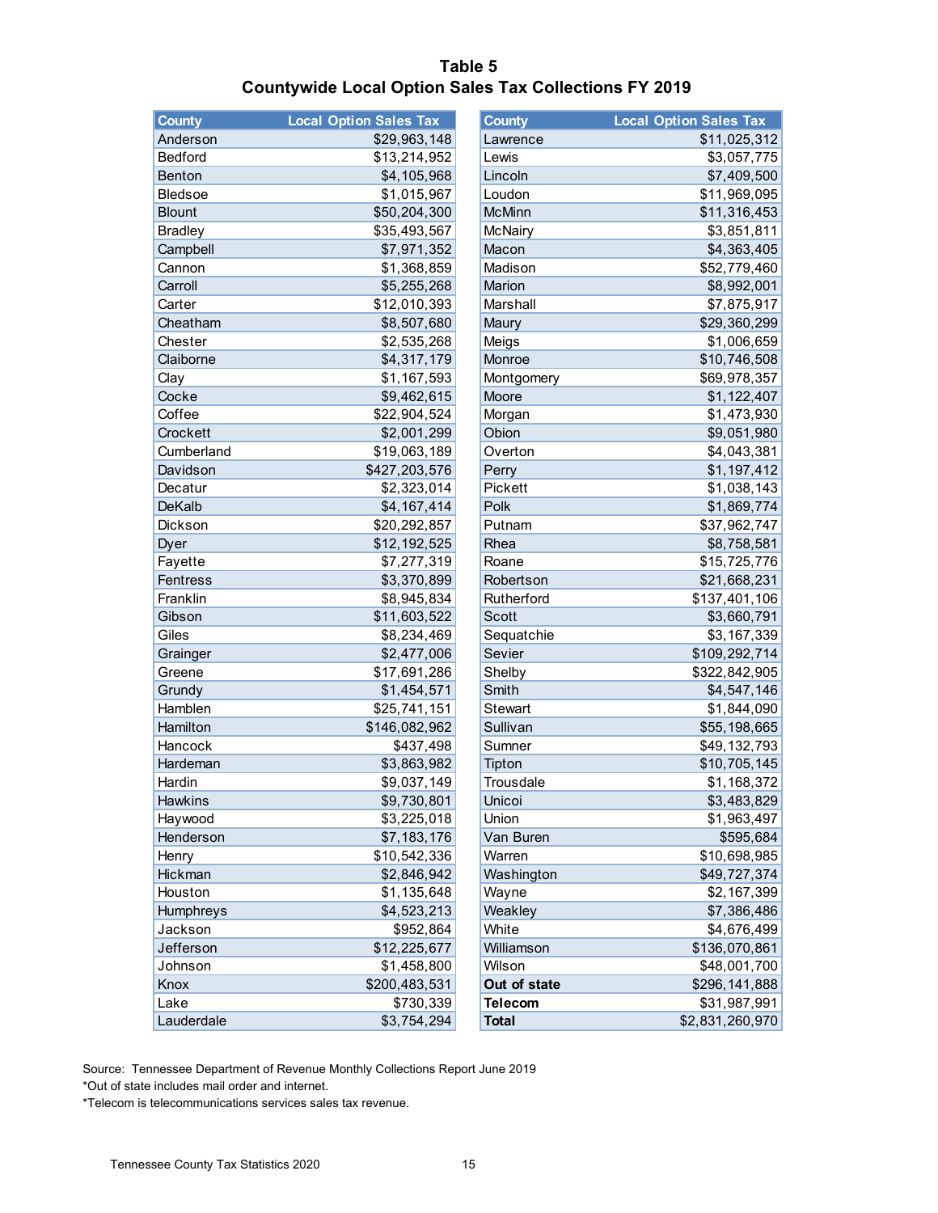## Table 5
## Countywide Local Option Sales Tax Collections FY 2019

| County | Local Option Sales Tax | County | Local Option Sales Tax |
|---|---|---|---|
| Anderson | $29,963,148 | Lawrence | $11,025,312 |
| Bedford | $13,214,952 | Lewis | $3,057,775 |
| Benton | $4,105,968 | Lincoln | $7,409,500 |
| Bledsoe | $1,015,967 | Loudon | $11,969,095 |
| Blount | $50,204,300 | McMinn | $11,316,453 |
| Bradley | $35,493,567 | McNairy | $3,851,811 |
| Campbell | $7,971,352 | Macon | $4,363,405 |
| Cannon | $1,368,859 | Madison | $52,779,460 |
| Carroll | $5,255,268 | Marion | $8,992,001 |
| Carter | $12,010,393 | Marshall | $7,875,917 |
| Cheatham | $8,507,680 | Maury | $29,360,299 |
| Chester | $2,535,268 | Meigs | $1,006,659 |
| Claiborne | $4,317,179 | Monroe | $10,746,508 |
| Clay | $1,167,593 | Montgomery | $69,978,357 |
| Cocke | $9,462,615 | Moore | $1,122,407 |
| Coffee | $22,904,524 | Morgan | $1,473,930 |
| Crockett | $2,001,299 | Obion | $9,051,980 |
| Cumberland | $19,063,189 | Overton | $4,043,381 |
| Davidson | $427,203,576 | Perry | $1,197,412 |
| Decatur | $2,323,014 | Pickett | $1,038,143 |
| DeKalb | $4,167,414 | Polk | $1,869,774 |
| Dickson | $20,292,857 | Putnam | $37,962,747 |
| Dyer | $12,192,525 | Rhea | $8,758,581 |
| Fayette | $7,277,319 | Roane | $15,725,776 |
| Fentress | $3,370,899 | Robertson | $21,668,231 |
| Franklin | $8,945,834 | Rutherford | $137,401,106 |
| Gibson | $11,603,522 | Scott | $3,660,791 |
| Giles | $8,234,469 | Sequatchie | $3,167,339 |
| Grainger | $2,477,006 | Sevier | $109,292,714 |
| Greene | $17,691,286 | Shelby | $322,842,905 |
| Grundy | $1,454,571 | Smith | $4,547,146 |
| Hamblen | $25,741,151 | Stewart | $1,844,090 |
| Hamilton | $146,082,962 | Sullivan | $55,198,665 |
| Hancock | $437,498 | Sumner | $49,132,793 |
| Hardeman | $3,863,982 | Tipton | $10,705,145 |
| Hardin | $9,037,149 | Trousdale | $1,168,372 |
| Hawkins | $9,730,801 | Unicoi | $3,483,829 |
| Haywood | $3,225,018 | Union | $1,963,497 |
| Henderson | $7,183,176 | Van Buren | $595,684 |
| Henry | $10,542,336 | Warren | $10,698,985 |
| Hickman | $2,846,942 | Washington | $49,727,374 |
| Houston | $1,135,648 | Wayne | $2,167,399 |
| Humphreys | $4,523,213 | Weakley | $7,386,486 |
| Jackson | $952,864 | White | $4,676,499 |
| Jefferson | $12,225,677 | Williamson | $136,070,861 |
| Johnson | $1,458,800 | Wilson | $48,001,700 |
| Knox | $200,483,531 | **Out of state** | $296,141,888 |
| Lake | $730,339 | **Telecom** | $31,987,991 |
| Lauderdale | $3,754,294 | **Total** | $2,831,260,970 |

Source: Tennessee Department of Revenue Monthly Collections Report June 2019
*Out of state includes mail order and internet.
*Telecom is telecommunications services sales tax revenue.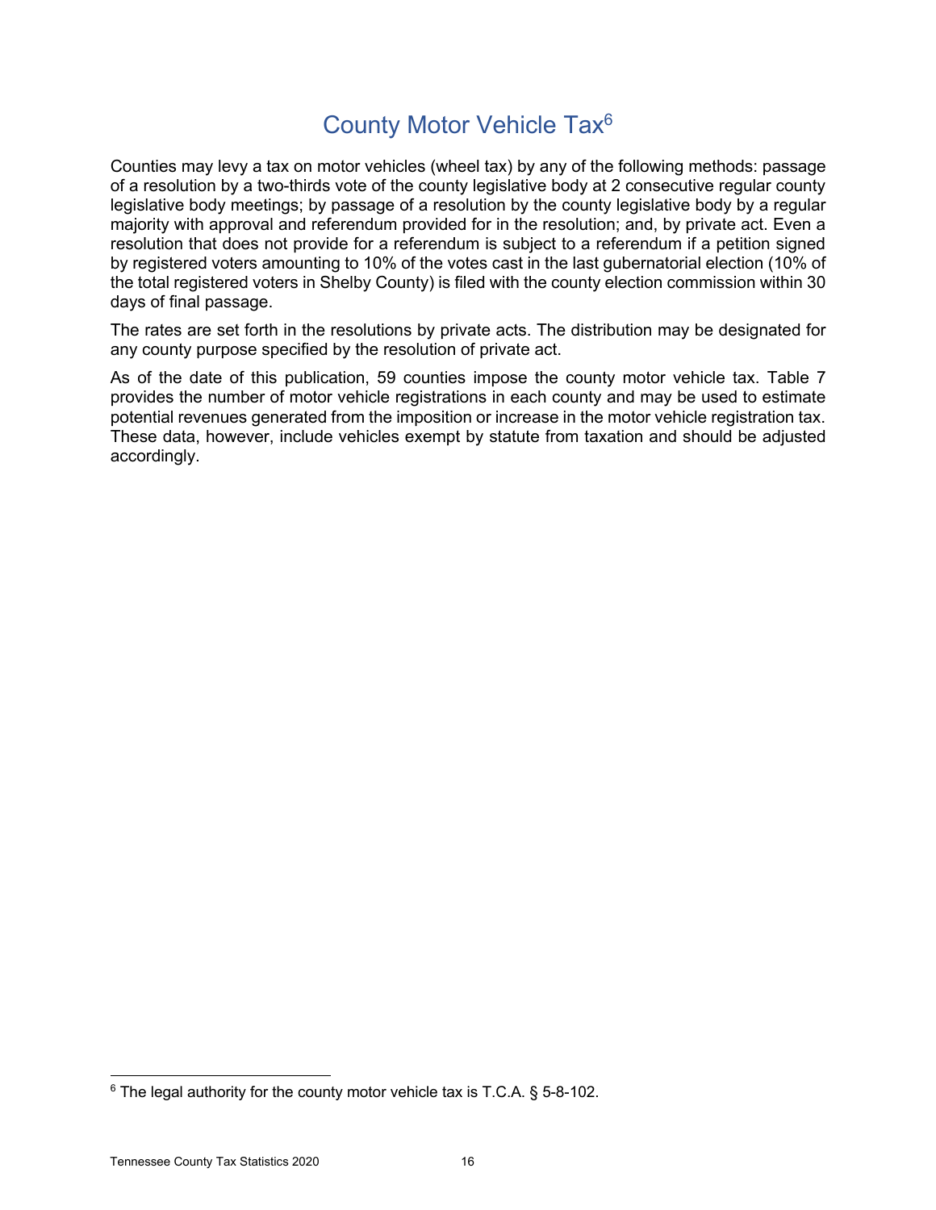# County Motor Vehicle Tax[6]

Counties may levy a tax on motor vehicles (wheel tax) by any of the following methods: passage of a resolution by a two-thirds vote of the county legislative body at 2 consecutive regular county legislative body meetings; by passage of a resolution by the county legislative body by a regular majority with approval and referendum provided for in the resolution; and, by private act. Even a resolution that does not provide for a referendum is subject to a referendum if a petition signed by registered voters amounting to 10% of the votes cast in the last gubernatorial election (10% of the total registered voters in Shelby County) is filed with the county election commission within 30 days of final passage.

The rates are set forth in the resolutions by private acts. The distribution may be designated for any county purpose specified by the resolution of private act.

As of the date of this publication, 59 counties impose the county motor vehicle tax. Table 7 provides the number of motor vehicle registrations in each county and may be used to estimate potential revenues generated from the imposition or increase in the motor vehicle registration tax. These data, however, include vehicles exempt by statute from taxation and should be adjusted accordingly.

---

[6] The legal authority for the county motor vehicle tax is T.C.A. § 5-8-102.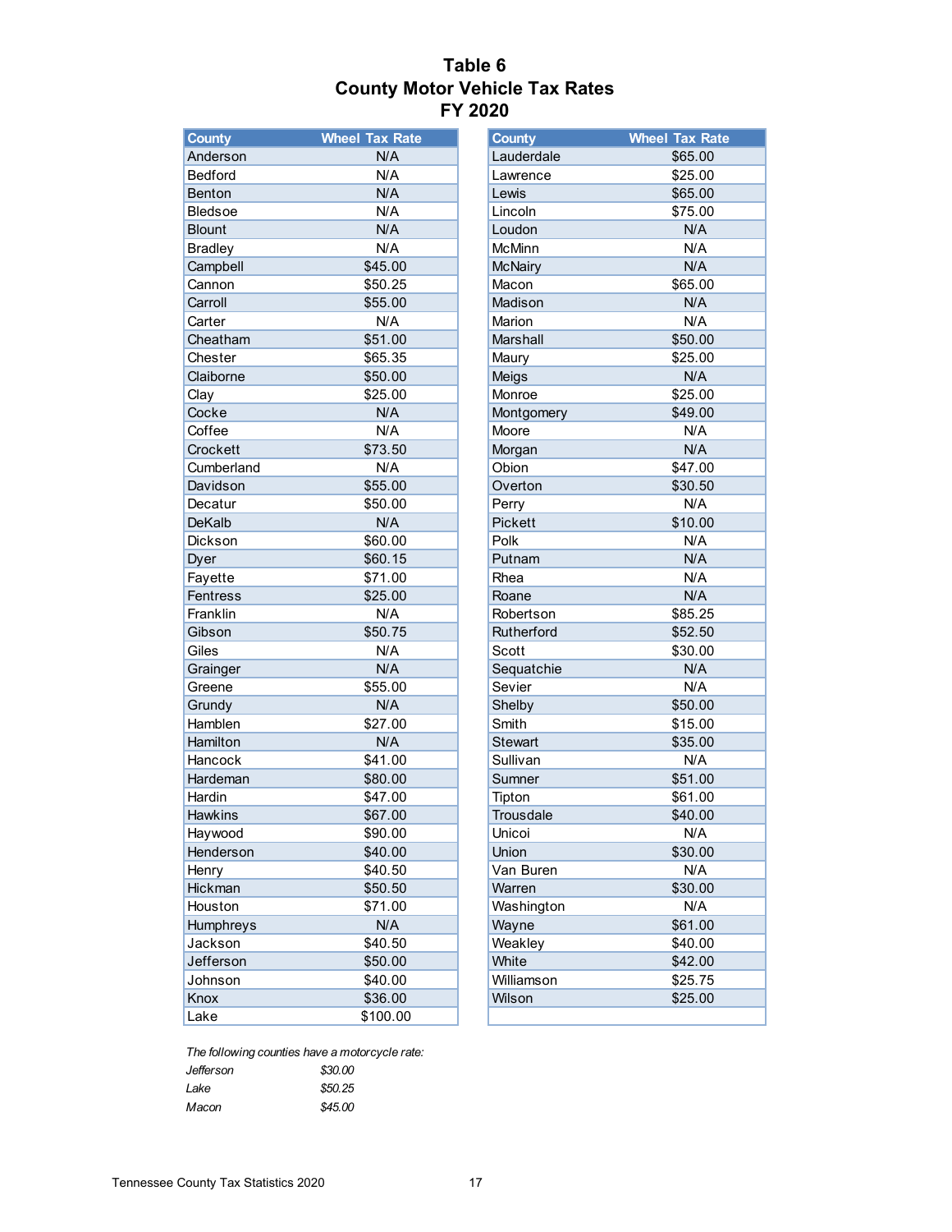# Table 6
# County Motor Vehicle Tax Rates
# FY 2020

| County | Wheel Tax Rate |
|---|---|
| Anderson | N/A |
| Bedford | N/A |
| Benton | N/A |
| Bledsoe | N/A |
| Blount | N/A |
| Bradley | N/A |
| Campbell | $45.00 |
| Cannon | $50.25 |
| Carroll | $55.00 |
| Carter | N/A |
| Cheatham | $51.00 |
| Chester | $65.35 |
| Claiborne | $50.00 |
| Clay | $25.00 |
| Cocke | N/A |
| Coffee | N/A |
| Crockett | $73.50 |
| Cumberland | N/A |
| Davidson | $55.00 |
| Decatur | $50.00 |
| DeKalb | N/A |
| Dickson | $60.00 |
| Dyer | $60.15 |
| Fayette | $71.00 |
| Fentress | $25.00 |
| Franklin | N/A |
| Gibson | $50.75 |
| Giles | N/A |
| Grainger | N/A |
| Greene | $55.00 |
| Grundy | N/A |
| Hamblen | $27.00 |
| Hamilton | N/A |
| Hancock | $41.00 |
| Hardeman | $80.00 |
| Hardin | $47.00 |
| Hawkins | $67.00 |
| Haywood | $90.00 |
| Henderson | $40.00 |
| Henry | $40.50 |
| Hickman | $50.50 |
| Houston | $71.00 |
| Humphreys | N/A |
| Jackson | $40.50 |
| Jefferson | $50.00 |
| Johnson | $40.00 |
| Knox | $36.00 |
| Lake | $100.00 |
| Lauderdale | $65.00 |
| Lawrence | $25.00 |
| Lewis | $65.00 |
| Lincoln | $75.00 |
| Loudon | N/A |
| McMinn | N/A |
| McNairy | N/A |
| Macon | $65.00 |
| Madison | N/A |
| Marion | N/A |
| Marshall | $50.00 |
| Maury | $25.00 |
| Meigs | N/A |
| Monroe | $25.00 |
| Montgomery | $49.00 |
| Moore | N/A |
| Morgan | N/A |
| Obion | $47.00 |
| Overton | $30.50 |
| Perry | N/A |
| Pickett | $10.00 |
| Polk | N/A |
| Putnam | N/A |
| Rhea | N/A |
| Roane | N/A |
| Robertson | $85.25 |
| Rutherford | $52.50 |
| Scott | $30.00 |
| Sequatchie | N/A |
| Sevier | N/A |
| Shelby | $50.00 |
| Smith | $15.00 |
| Stewart | $35.00 |
| Sullivan | N/A |
| Sumner | $51.00 |
| Tipton | $61.00 |
| Trousdale | $40.00 |
| Unicoi | N/A |
| Union | $30.00 |
| Van Buren | N/A |
| Warren | $30.00 |
| Washington | N/A |
| Wayne | $61.00 |
| Weakley | $40.00 |
| White | $42.00 |
| Williamson | $25.75 |
| Wilson | $25.00 |

*The following counties have a motorcycle rate:*

| | |
|---|---|
| *Jefferson* | *$30.00* |
| *Lake* | *$50.25* |
| *Macon* | *$45.00* |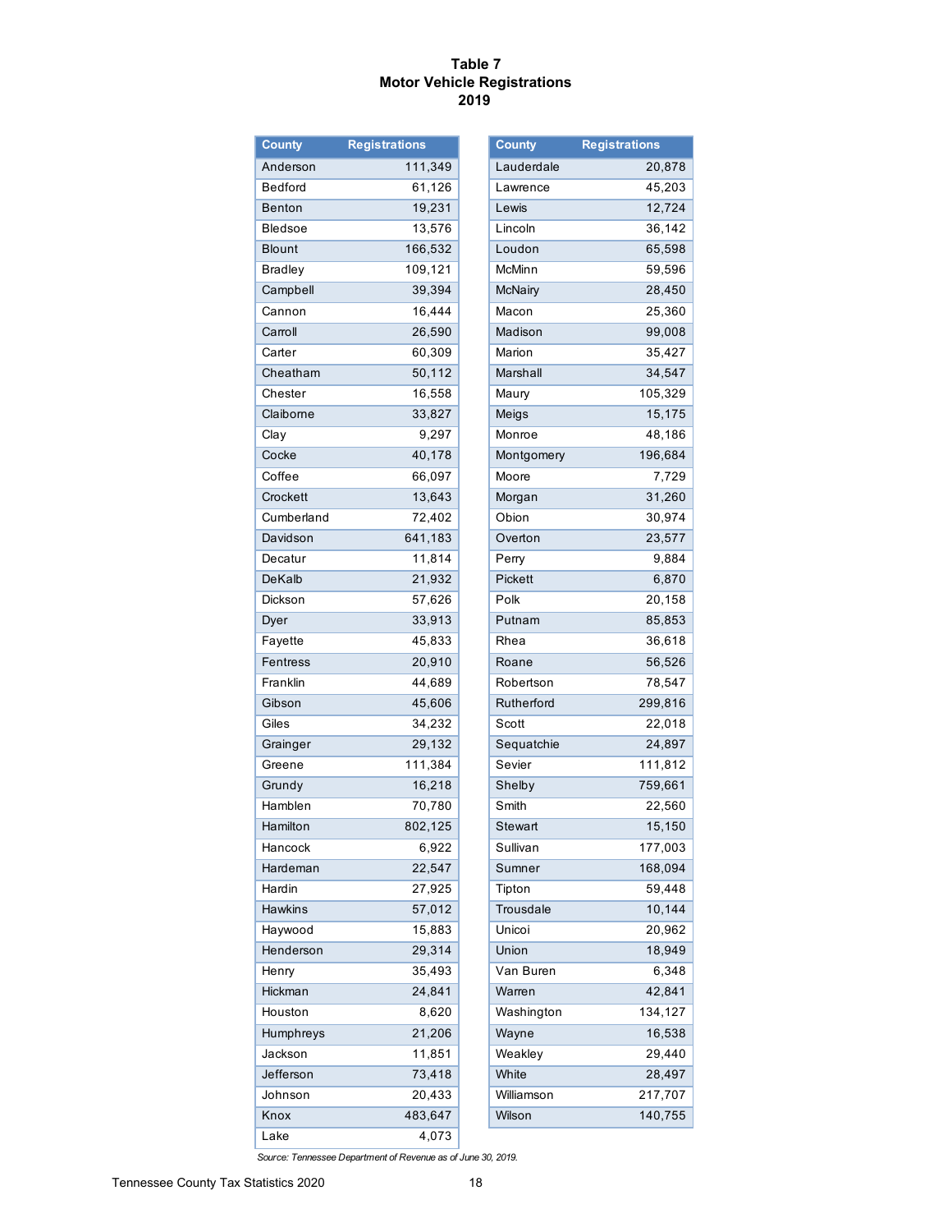# Table 7
## Motor Vehicle Registrations
## 2019

| County | Registrations |
|---|---|
| Anderson | 111,349 |
| Bedford | 61,126 |
| Benton | 19,231 |
| Bledsoe | 13,576 |
| Blount | 166,532 |
| Bradley | 109,121 |
| Campbell | 39,394 |
| Cannon | 16,444 |
| Carroll | 26,590 |
| Carter | 60,309 |
| Cheatham | 50,112 |
| Chester | 16,558 |
| Claiborne | 33,827 |
| Clay | 9,297 |
| Cocke | 40,178 |
| Coffee | 66,097 |
| Crockett | 13,643 |
| Cumberland | 72,402 |
| Davidson | 641,183 |
| Decatur | 11,814 |
| DeKalb | 21,932 |
| Dickson | 57,626 |
| Dyer | 33,913 |
| Fayette | 45,833 |
| Fentress | 20,910 |
| Franklin | 44,689 |
| Gibson | 45,606 |
| Giles | 34,232 |
| Grainger | 29,132 |
| Greene | 111,384 |
| Grundy | 16,218 |
| Hamblen | 70,780 |
| Hamilton | 802,125 |
| Hancock | 6,922 |
| Hardeman | 22,547 |
| Hardin | 27,925 |
| Hawkins | 57,012 |
| Haywood | 15,883 |
| Henderson | 29,314 |
| Henry | 35,493 |
| Hickman | 24,841 |
| Houston | 8,620 |
| Humphreys | 21,206 |
| Jackson | 11,851 |
| Jefferson | 73,418 |
| Johnson | 20,433 |
| Knox | 483,647 |
| Lake | 4,073 |
| Lauderdale | 20,878 |
| Lawrence | 45,203 |
| Lewis | 12,724 |
| Lincoln | 36,142 |
| Loudon | 65,598 |
| McMinn | 59,596 |
| McNairy | 28,450 |
| Macon | 25,360 |
| Madison | 99,008 |
| Marion | 35,427 |
| Marshall | 34,547 |
| Maury | 105,329 |
| Meigs | 15,175 |
| Monroe | 48,186 |
| Montgomery | 196,684 |
| Moore | 7,729 |
| Morgan | 31,260 |
| Obion | 30,974 |
| Overton | 23,577 |
| Perry | 9,884 |
| Pickett | 6,870 |
| Polk | 20,158 |
| Putnam | 85,853 |
| Rhea | 36,618 |
| Roane | 56,526 |
| Robertson | 78,547 |
| Rutherford | 299,816 |
| Scott | 22,018 |
| Sequatchie | 24,897 |
| Sevier | 111,812 |
| Shelby | 759,661 |
| Smith | 22,560 |
| Stewart | 15,150 |
| Sullivan | 177,003 |
| Sumner | 168,094 |
| Tipton | 59,448 |
| Trousdale | 10,144 |
| Unicoi | 20,962 |
| Union | 18,949 |
| Van Buren | 6,348 |
| Warren | 42,841 |
| Washington | 134,127 |
| Wayne | 16,538 |
| Weakley | 29,440 |
| White | 28,497 |
| Williamson | 217,707 |
| Wilson | 140,755 |

*Source: Tennessee Department of Revenue as of June 30, 2019.*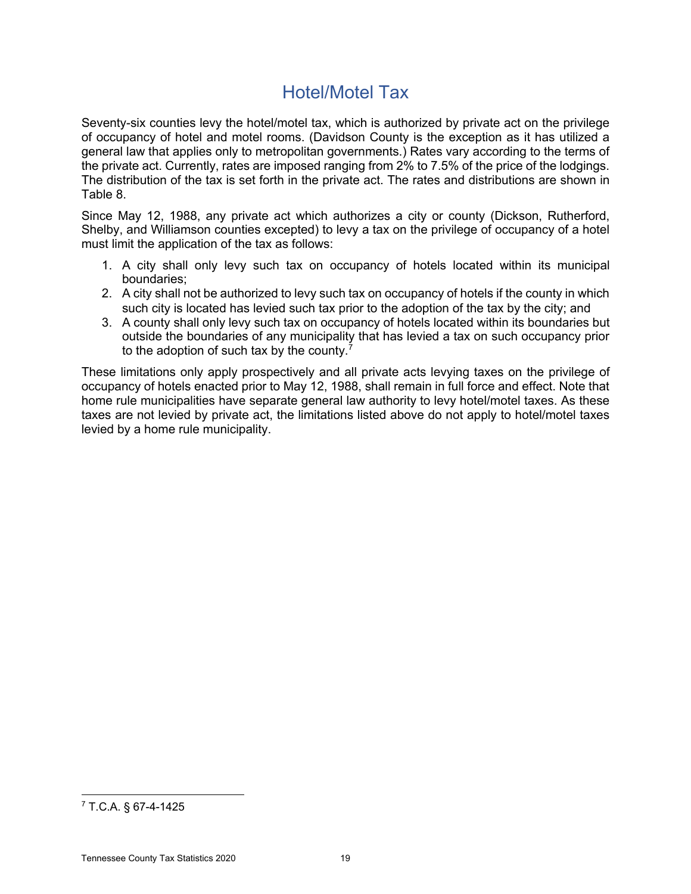# Hotel/Motel Tax

Seventy-six counties levy the hotel/motel tax, which is authorized by private act on the privilege of occupancy of hotel and motel rooms. (Davidson County is the exception as it has utilized a general law that applies only to metropolitan governments.) Rates vary according to the terms of the private act. Currently, rates are imposed ranging from 2% to 7.5% of the price of the lodgings. The distribution of the tax is set forth in the private act. The rates and distributions are shown in Table 8.

Since May 12, 1988, any private act which authorizes a city or county (Dickson, Rutherford, Shelby, and Williamson counties excepted) to levy a tax on the privilege of occupancy of a hotel must limit the application of the tax as follows:

1. A city shall only levy such tax on occupancy of hotels located within its municipal boundaries;
2. A city shall not be authorized to levy such tax on occupancy of hotels if the county in which such city is located has levied such tax prior to the adoption of the tax by the city; and
3. A county shall only levy such tax on occupancy of hotels located within its boundaries but outside the boundaries of any municipality that has levied a tax on such occupancy prior to the adoption of such tax by the county.[7]

These limitations only apply prospectively and all private acts levying taxes on the privilege of occupancy of hotels enacted prior to May 12, 1988, shall remain in full force and effect. Note that home rule municipalities have separate general law authority to levy hotel/motel taxes. As these taxes are not levied by private act, the limitations listed above do not apply to hotel/motel taxes levied by a home rule municipality.

---

[7] T.C.A. § 67-4-1425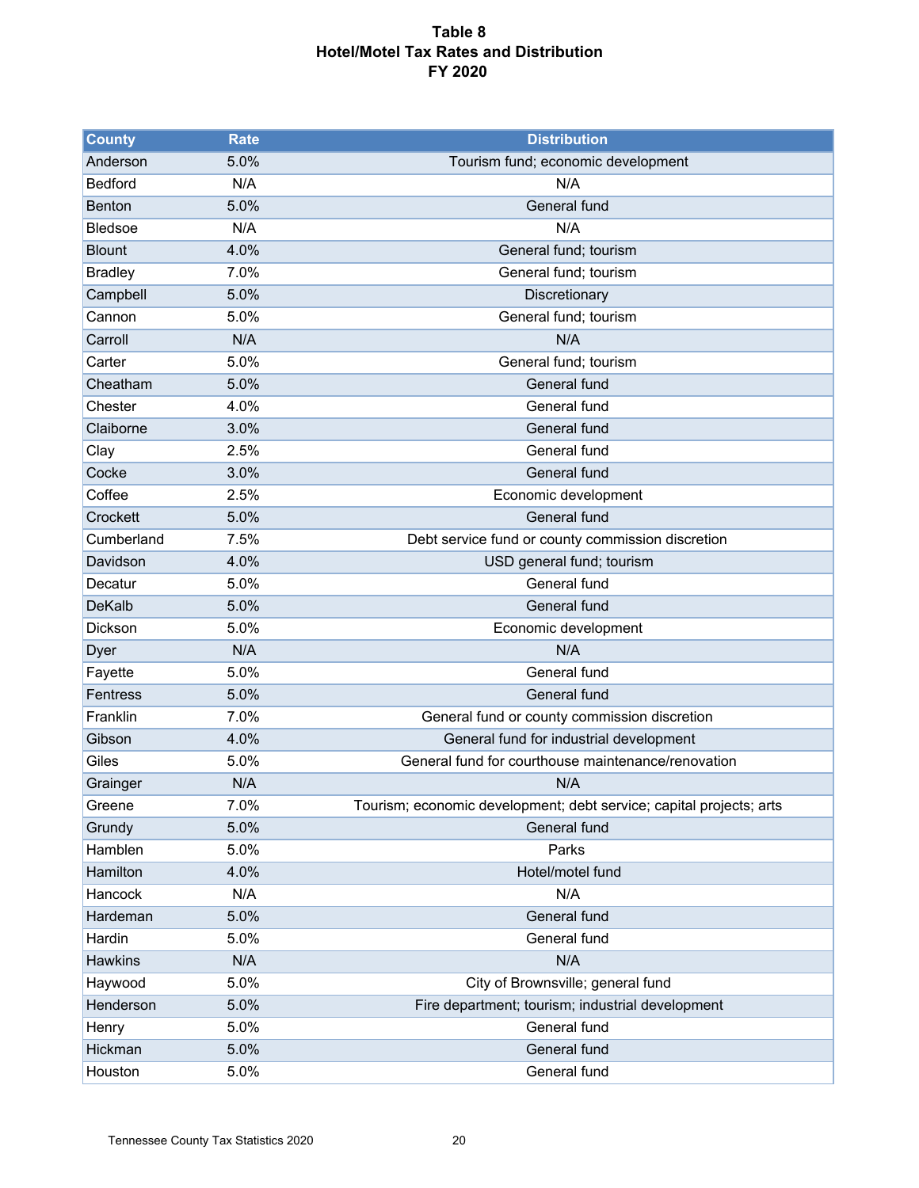# Table 8
## Hotel/Motel Tax Rates and Distribution
## FY 2020

| County | Rate | Distribution |
|---|---|---|
| Anderson | 5.0% | Tourism fund; economic development |
| Bedford | N/A | N/A |
| Benton | 5.0% | General fund |
| Bledsoe | N/A | N/A |
| Blount | 4.0% | General fund; tourism |
| Bradley | 7.0% | General fund; tourism |
| Campbell | 5.0% | Discretionary |
| Cannon | 5.0% | General fund; tourism |
| Carroll | N/A | N/A |
| Carter | 5.0% | General fund; tourism |
| Cheatham | 5.0% | General fund |
| Chester | 4.0% | General fund |
| Claiborne | 3.0% | General fund |
| Clay | 2.5% | General fund |
| Cocke | 3.0% | General fund |
| Coffee | 2.5% | Economic development |
| Crockett | 5.0% | General fund |
| Cumberland | 7.5% | Debt service fund or county commission discretion |
| Davidson | 4.0% | USD general fund; tourism |
| Decatur | 5.0% | General fund |
| DeKalb | 5.0% | General fund |
| Dickson | 5.0% | Economic development |
| Dyer | N/A | N/A |
| Fayette | 5.0% | General fund |
| Fentress | 5.0% | General fund |
| Franklin | 7.0% | General fund or county commission discretion |
| Gibson | 4.0% | General fund for industrial development |
| Giles | 5.0% | General fund for courthouse maintenance/renovation |
| Grainger | N/A | N/A |
| Greene | 7.0% | Tourism; economic development; debt service; capital projects; arts |
| Grundy | 5.0% | General fund |
| Hamblen | 5.0% | Parks |
| Hamilton | 4.0% | Hotel/motel fund |
| Hancock | N/A | N/A |
| Hardeman | 5.0% | General fund |
| Hardin | 5.0% | General fund |
| Hawkins | N/A | N/A |
| Haywood | 5.0% | City of Brownsville; general fund |
| Henderson | 5.0% | Fire department; tourism; industrial development |
| Henry | 5.0% | General fund |
| Hickman | 5.0% | General fund |
| Houston | 5.0% | General fund |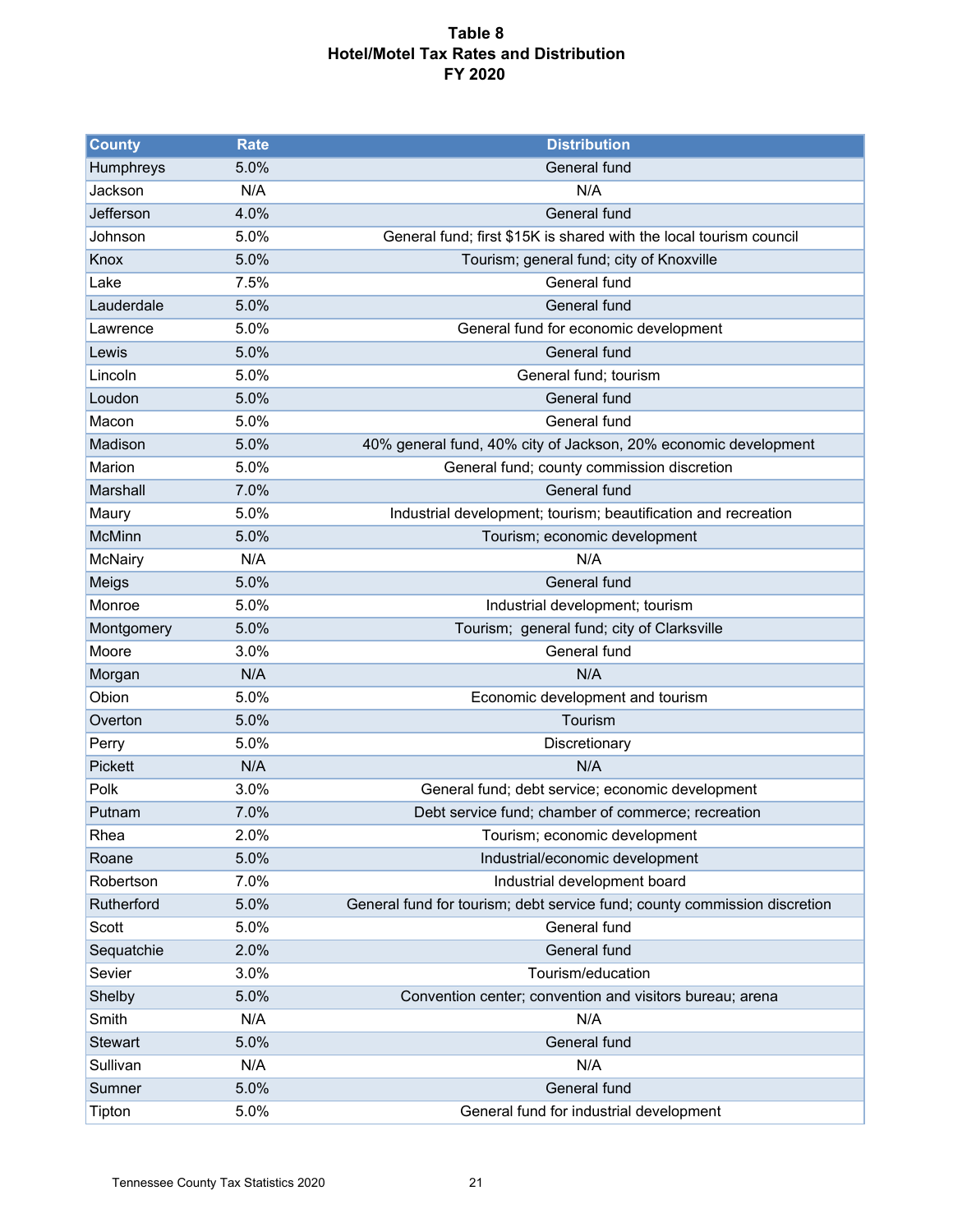**Table 8**
**Hotel/Motel Tax Rates and Distribution**
**FY 2020**

| County | Rate | Distribution |
|---|---|---|
| Humphreys | 5.0% | General fund |
| Jackson | N/A | N/A |
| Jefferson | 4.0% | General fund |
| Johnson | 5.0% | General fund; first $15K is shared with the local tourism council |
| Knox | 5.0% | Tourism; general fund; city of Knoxville |
| Lake | 7.5% | General fund |
| Lauderdale | 5.0% | General fund |
| Lawrence | 5.0% | General fund for economic development |
| Lewis | 5.0% | General fund |
| Lincoln | 5.0% | General fund; tourism |
| Loudon | 5.0% | General fund |
| Macon | 5.0% | General fund |
| Madison | 5.0% | 40% general fund, 40% city of Jackson, 20% economic development |
| Marion | 5.0% | General fund; county commission discretion |
| Marshall | 7.0% | General fund |
| Maury | 5.0% | Industrial development; tourism; beautification and recreation |
| McMinn | 5.0% | Tourism; economic development |
| McNairy | N/A | N/A |
| Meigs | 5.0% | General fund |
| Monroe | 5.0% | Industrial development; tourism |
| Montgomery | 5.0% | Tourism; general fund; city of Clarksville |
| Moore | 3.0% | General fund |
| Morgan | N/A | N/A |
| Obion | 5.0% | Economic development and tourism |
| Overton | 5.0% | Tourism |
| Perry | 5.0% | Discretionary |
| Pickett | N/A | N/A |
| Polk | 3.0% | General fund; debt service; economic development |
| Putnam | 7.0% | Debt service fund; chamber of commerce; recreation |
| Rhea | 2.0% | Tourism; economic development |
| Roane | 5.0% | Industrial/economic development |
| Robertson | 7.0% | Industrial development board |
| Rutherford | 5.0% | General fund for tourism; debt service fund; county commission discretion |
| Scott | 5.0% | General fund |
| Sequatchie | 2.0% | General fund |
| Sevier | 3.0% | Tourism/education |
| Shelby | 5.0% | Convention center; convention and visitors bureau; arena |
| Smith | N/A | N/A |
| Stewart | 5.0% | General fund |
| Sullivan | N/A | N/A |
| Sumner | 5.0% | General fund |
| Tipton | 5.0% | General fund for industrial development |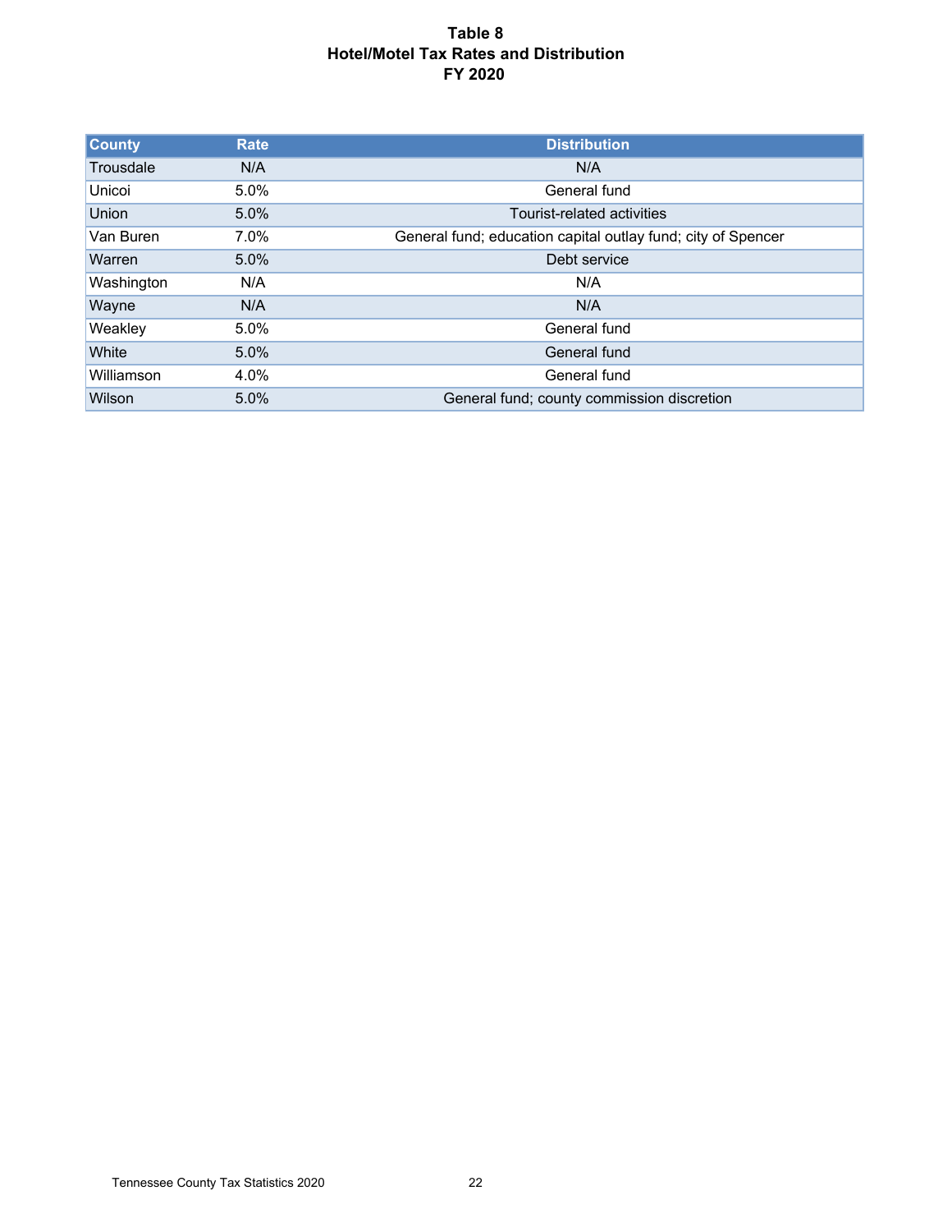**Table 8**
**Hotel/Motel Tax Rates and Distribution**
**FY 2020**

| County | Rate | Distribution |
|---|---|---|
| Trousdale | N/A | N/A |
| Unicoi | 5.0% | General fund |
| Union | 5.0% | Tourist-related activities |
| Van Buren | 7.0% | General fund; education capital outlay fund; city of Spencer |
| Warren | 5.0% | Debt service |
| Washington | N/A | N/A |
| Wayne | N/A | N/A |
| Weakley | 5.0% | General fund |
| White | 5.0% | General fund |
| Williamson | 4.0% | General fund |
| Wilson | 5.0% | General fund; county commission discretion |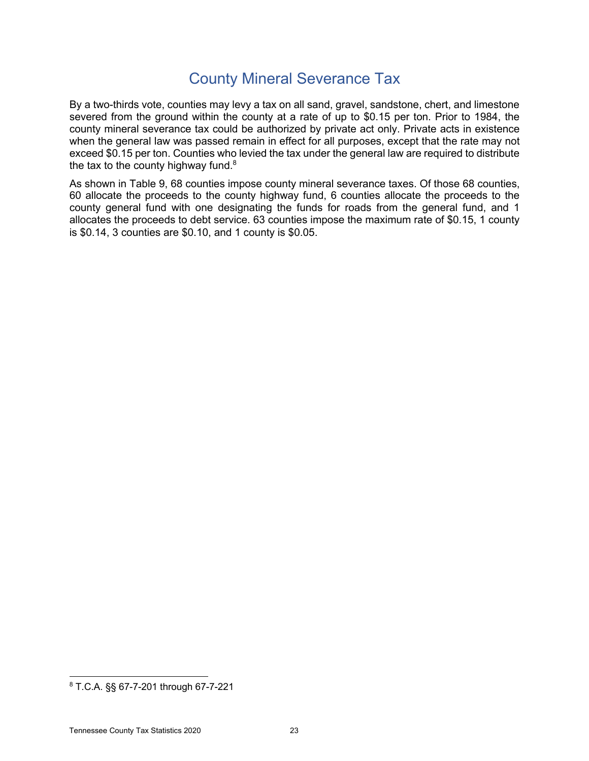# County Mineral Severance Tax

By a two-thirds vote, counties may levy a tax on all sand, gravel, sandstone, chert, and limestone severed from the ground within the county at a rate of up to $0.15 per ton. Prior to 1984, the county mineral severance tax could be authorized by private act only. Private acts in existence when the general law was passed remain in effect for all purposes, except that the rate may not exceed $0.15 per ton. Counties who levied the tax under the general law are required to distribute the tax to the county highway fund.[8]

As shown in Table 9, 68 counties impose county mineral severance taxes. Of those 68 counties, 60 allocate the proceeds to the county highway fund, 6 counties allocate the proceeds to the county general fund with one designating the funds for roads from the general fund, and 1 allocates the proceeds to debt service. 63 counties impose the maximum rate of $0.15, 1 county is $0.14, 3 counties are $0.10, and 1 county is $0.05.

[8] T.C.A. §§ 67-7-201 through 67-7-221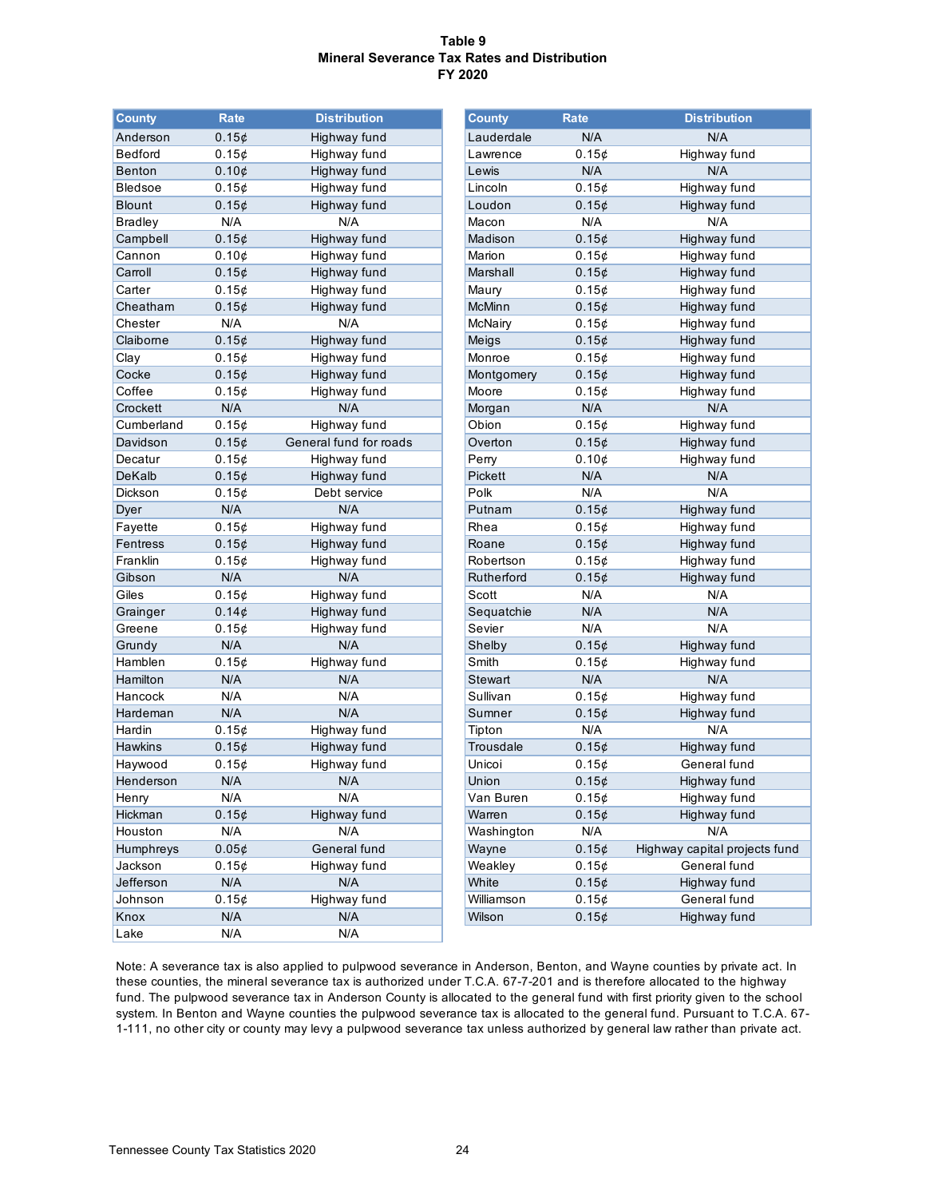# Table 9
## Mineral Severance Tax Rates and Distribution
## FY 2020

| County | Rate | Distribution |
|---|---|---|
| Anderson | 0.15¢ | Highway fund |
| Bedford | 0.15¢ | Highway fund |
| Benton | 0.10¢ | Highway fund |
| Bledsoe | 0.15¢ | Highway fund |
| Blount | 0.15¢ | Highway fund |
| Bradley | N/A | N/A |
| Campbell | 0.15¢ | Highway fund |
| Cannon | 0.10¢ | Highway fund |
| Carroll | 0.15¢ | Highway fund |
| Carter | 0.15¢ | Highway fund |
| Cheatham | 0.15¢ | Highway fund |
| Chester | N/A | N/A |
| Claiborne | 0.15¢ | Highway fund |
| Clay | 0.15¢ | Highway fund |
| Cocke | 0.15¢ | Highway fund |
| Coffee | 0.15¢ | Highway fund |
| Crockett | N/A | N/A |
| Cumberland | 0.15¢ | Highway fund |
| Davidson | 0.15¢ | General fund for roads |
| Decatur | 0.15¢ | Highway fund |
| DeKalb | 0.15¢ | Highway fund |
| Dickson | 0.15¢ | Debt service |
| Dyer | N/A | N/A |
| Fayette | 0.15¢ | Highway fund |
| Fentress | 0.15¢ | Highway fund |
| Franklin | 0.15¢ | Highway fund |
| Gibson | N/A | N/A |
| Giles | 0.15¢ | Highway fund |
| Grainger | 0.14¢ | Highway fund |
| Greene | 0.15¢ | Highway fund |
| Grundy | N/A | N/A |
| Hamblen | 0.15¢ | Highway fund |
| Hamilton | N/A | N/A |
| Hancock | N/A | N/A |
| Hardeman | N/A | N/A |
| Hardin | 0.15¢ | Highway fund |
| Hawkins | 0.15¢ | Highway fund |
| Haywood | 0.15¢ | Highway fund |
| Henderson | N/A | N/A |
| Henry | N/A | N/A |
| Hickman | 0.15¢ | Highway fund |
| Houston | N/A | N/A |
| Humphreys | 0.05¢ | General fund |
| Jackson | 0.15¢ | Highway fund |
| Jefferson | N/A | N/A |
| Johnson | 0.15¢ | Highway fund |
| Knox | N/A | N/A |
| Lake | N/A | N/A |
| Lauderdale | N/A | N/A |
| Lawrence | 0.15¢ | Highway fund |
| Lewis | N/A | N/A |
| Lincoln | 0.15¢ | Highway fund |
| Loudon | 0.15¢ | Highway fund |
| Macon | N/A | N/A |
| Madison | 0.15¢ | Highway fund |
| Marion | 0.15¢ | Highway fund |
| Marshall | 0.15¢ | Highway fund |
| Maury | 0.15¢ | Highway fund |
| McMinn | 0.15¢ | Highway fund |
| McNairy | 0.15¢ | Highway fund |
| Meigs | 0.15¢ | Highway fund |
| Monroe | 0.15¢ | Highway fund |
| Montgomery | 0.15¢ | Highway fund |
| Moore | 0.15¢ | Highway fund |
| Morgan | N/A | N/A |
| Obion | 0.15¢ | Highway fund |
| Overton | 0.15¢ | Highway fund |
| Perry | 0.10¢ | Highway fund |
| Pickett | N/A | N/A |
| Polk | N/A | N/A |
| Putnam | 0.15¢ | Highway fund |
| Rhea | 0.15¢ | Highway fund |
| Roane | 0.15¢ | Highway fund |
| Robertson | 0.15¢ | Highway fund |
| Rutherford | 0.15¢ | Highway fund |
| Scott | N/A | N/A |
| Sequatchie | N/A | N/A |
| Sevier | N/A | N/A |
| Shelby | 0.15¢ | Highway fund |
| Smith | 0.15¢ | Highway fund |
| Stewart | N/A | N/A |
| Sullivan | 0.15¢ | Highway fund |
| Sumner | 0.15¢ | Highway fund |
| Tipton | N/A | N/A |
| Trousdale | 0.15¢ | Highway fund |
| Unicoi | 0.15¢ | General fund |
| Union | 0.15¢ | Highway fund |
| Van Buren | 0.15¢ | Highway fund |
| Warren | 0.15¢ | Highway fund |
| Washington | N/A | N/A |
| Wayne | 0.15¢ | Highway capital projects fund |
| Weakley | 0.15¢ | General fund |
| White | 0.15¢ | Highway fund |
| Williamson | 0.15¢ | General fund |
| Wilson | 0.15¢ | Highway fund |

Note: A severance tax is also applied to pulpwood severance in Anderson, Benton, and Wayne counties by private act. In these counties, the mineral severance tax is authorized under T.C.A. 67-7-201 and is therefore allocated to the highway fund. The pulpwood severance tax in Anderson County is allocated to the general fund with first priority given to the school system. In Benton and Wayne counties the pulpwood severance tax is allocated to the general fund. Pursuant to T.C.A. 67-1-111, no other city or county may levy a pulpwood severance tax unless authorized by general law rather than private act.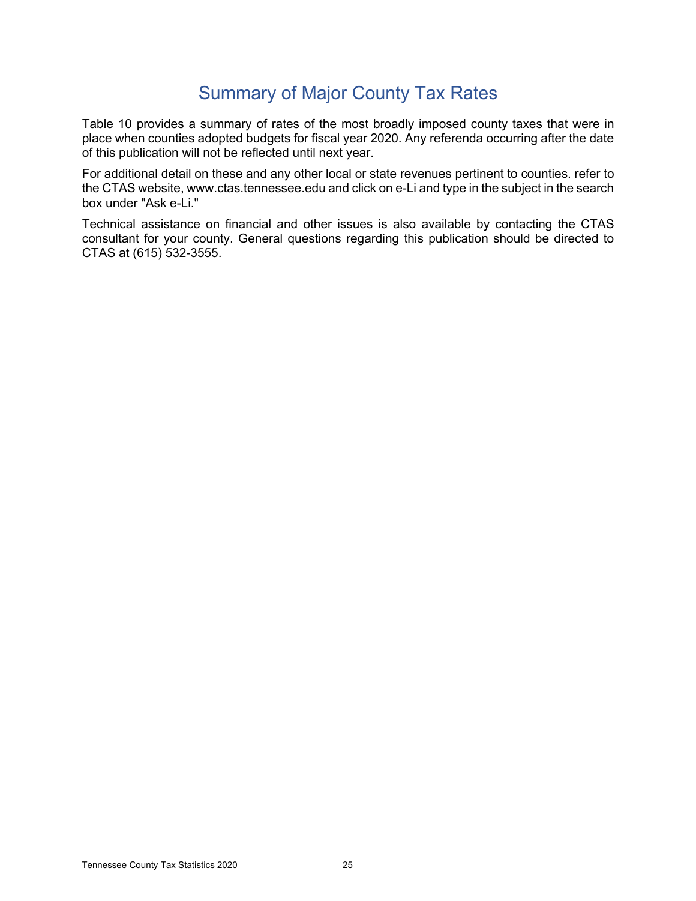# Summary of Major County Tax Rates

Table 10 provides a summary of rates of the most broadly imposed county taxes that were in place when counties adopted budgets for fiscal year 2020. Any referenda occurring after the date of this publication will not be reflected until next year.

For additional detail on these and any other local or state revenues pertinent to counties. refer to the CTAS website, www.ctas.tennessee.edu and click on e-Li and type in the subject in the search box under "Ask e-Li."

Technical assistance on financial and other issues is also available by contacting the CTAS consultant for your county. General questions regarding this publication should be directed to CTAS at (615) 532-3555.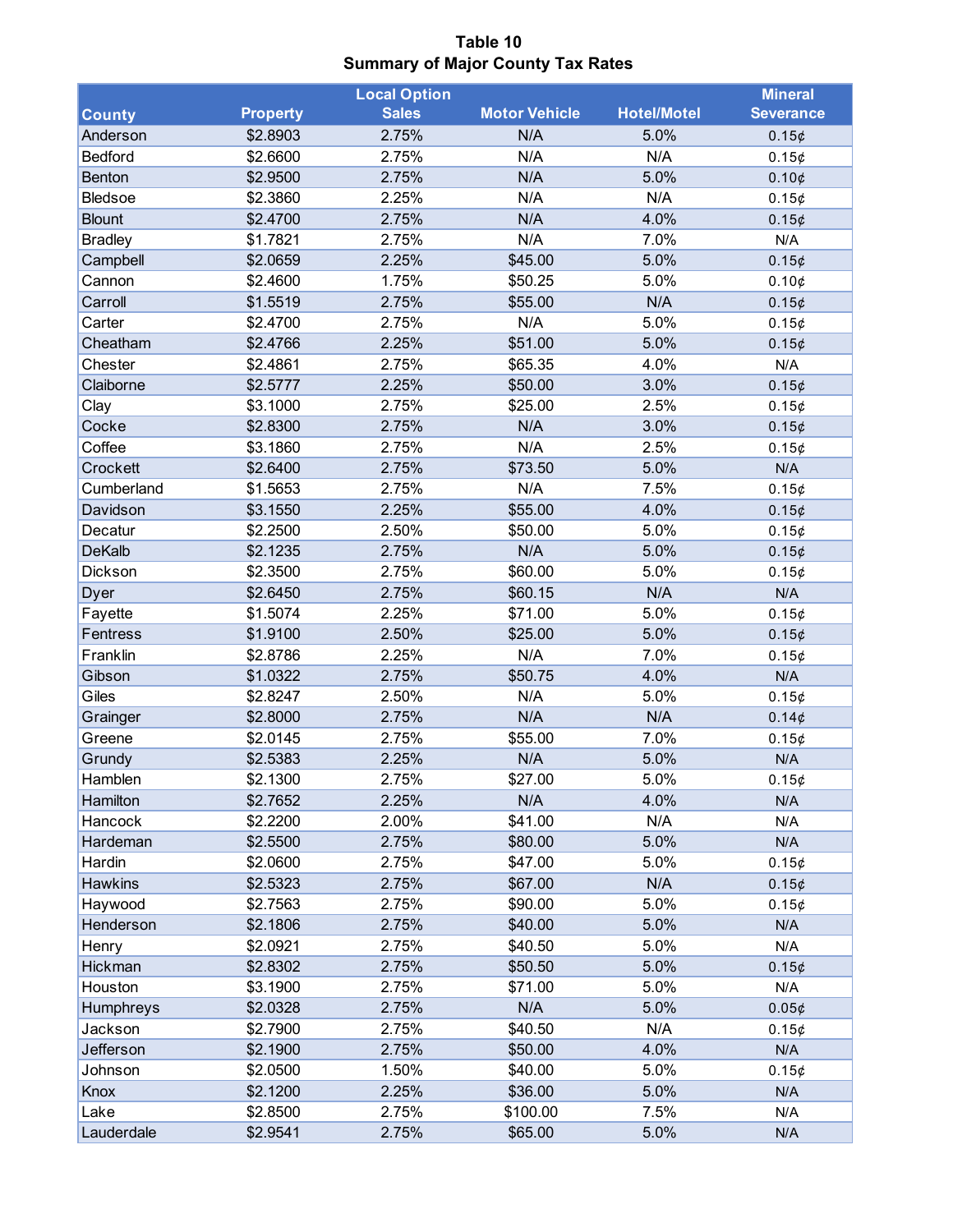**Table 10**
**Summary of Major County Tax Rates**

| County | Property | Local Option Sales | Motor Vehicle | Hotel/Motel | Mineral Severance |
|---|---|---|---|---|---|
| Anderson | $2.8903 | 2.75% | N/A | 5.0% | 0.15¢ |
| Bedford | $2.6600 | 2.75% | N/A | N/A | 0.15¢ |
| Benton | $2.9500 | 2.75% | N/A | 5.0% | 0.10¢ |
| Bledsoe | $2.3860 | 2.25% | N/A | N/A | 0.15¢ |
| Blount | $2.4700 | 2.75% | N/A | 4.0% | 0.15¢ |
| Bradley | $1.7821 | 2.75% | N/A | 7.0% | N/A |
| Campbell | $2.0659 | 2.25% | $45.00 | 5.0% | 0.15¢ |
| Cannon | $2.4600 | 1.75% | $50.25 | 5.0% | 0.10¢ |
| Carroll | $1.5519 | 2.75% | $55.00 | N/A | 0.15¢ |
| Carter | $2.4700 | 2.75% | N/A | 5.0% | 0.15¢ |
| Cheatham | $2.4766 | 2.25% | $51.00 | 5.0% | 0.15¢ |
| Chester | $2.4861 | 2.75% | $65.35 | 4.0% | N/A |
| Claiborne | $2.5777 | 2.25% | $50.00 | 3.0% | 0.15¢ |
| Clay | $3.1000 | 2.75% | $25.00 | 2.5% | 0.15¢ |
| Cocke | $2.8300 | 2.75% | N/A | 3.0% | 0.15¢ |
| Coffee | $3.1860 | 2.75% | N/A | 2.5% | 0.15¢ |
| Crockett | $2.6400 | 2.75% | $73.50 | 5.0% | N/A |
| Cumberland | $1.5653 | 2.75% | N/A | 7.5% | 0.15¢ |
| Davidson | $3.1550 | 2.25% | $55.00 | 4.0% | 0.15¢ |
| Decatur | $2.2500 | 2.50% | $50.00 | 5.0% | 0.15¢ |
| DeKalb | $2.1235 | 2.75% | N/A | 5.0% | 0.15¢ |
| Dickson | $2.3500 | 2.75% | $60.00 | 5.0% | 0.15¢ |
| Dyer | $2.6450 | 2.75% | $60.15 | N/A | N/A |
| Fayette | $1.5074 | 2.25% | $71.00 | 5.0% | 0.15¢ |
| Fentress | $1.9100 | 2.50% | $25.00 | 5.0% | 0.15¢ |
| Franklin | $2.8786 | 2.25% | N/A | 7.0% | 0.15¢ |
| Gibson | $1.0322 | 2.75% | $50.75 | 4.0% | N/A |
| Giles | $2.8247 | 2.50% | N/A | 5.0% | 0.15¢ |
| Grainger | $2.8000 | 2.75% | N/A | N/A | 0.14¢ |
| Greene | $2.0145 | 2.75% | $55.00 | 7.0% | 0.15¢ |
| Grundy | $2.5383 | 2.25% | N/A | 5.0% | N/A |
| Hamblen | $2.1300 | 2.75% | $27.00 | 5.0% | 0.15¢ |
| Hamilton | $2.7652 | 2.25% | N/A | 4.0% | N/A |
| Hancock | $2.2200 | 2.00% | $41.00 | N/A | N/A |
| Hardeman | $2.5500 | 2.75% | $80.00 | 5.0% | N/A |
| Hardin | $2.0600 | 2.75% | $47.00 | 5.0% | 0.15¢ |
| Hawkins | $2.5323 | 2.75% | $67.00 | N/A | 0.15¢ |
| Haywood | $2.7563 | 2.75% | $90.00 | 5.0% | 0.15¢ |
| Henderson | $2.1806 | 2.75% | $40.00 | 5.0% | N/A |
| Henry | $2.0921 | 2.75% | $40.50 | 5.0% | N/A |
| Hickman | $2.8302 | 2.75% | $50.50 | 5.0% | 0.15¢ |
| Houston | $3.1900 | 2.75% | $71.00 | 5.0% | N/A |
| Humphreys | $2.0328 | 2.75% | N/A | 5.0% | 0.05¢ |
| Jackson | $2.7900 | 2.75% | $40.50 | N/A | 0.15¢ |
| Jefferson | $2.1900 | 2.75% | $50.00 | 4.0% | N/A |
| Johnson | $2.0500 | 1.50% | $40.00 | 5.0% | 0.15¢ |
| Knox | $2.1200 | 2.25% | $36.00 | 5.0% | N/A |
| Lake | $2.8500 | 2.75% | $100.00 | 7.5% | N/A |
| Lauderdale | $2.9541 | 2.75% | $65.00 | 5.0% | N/A |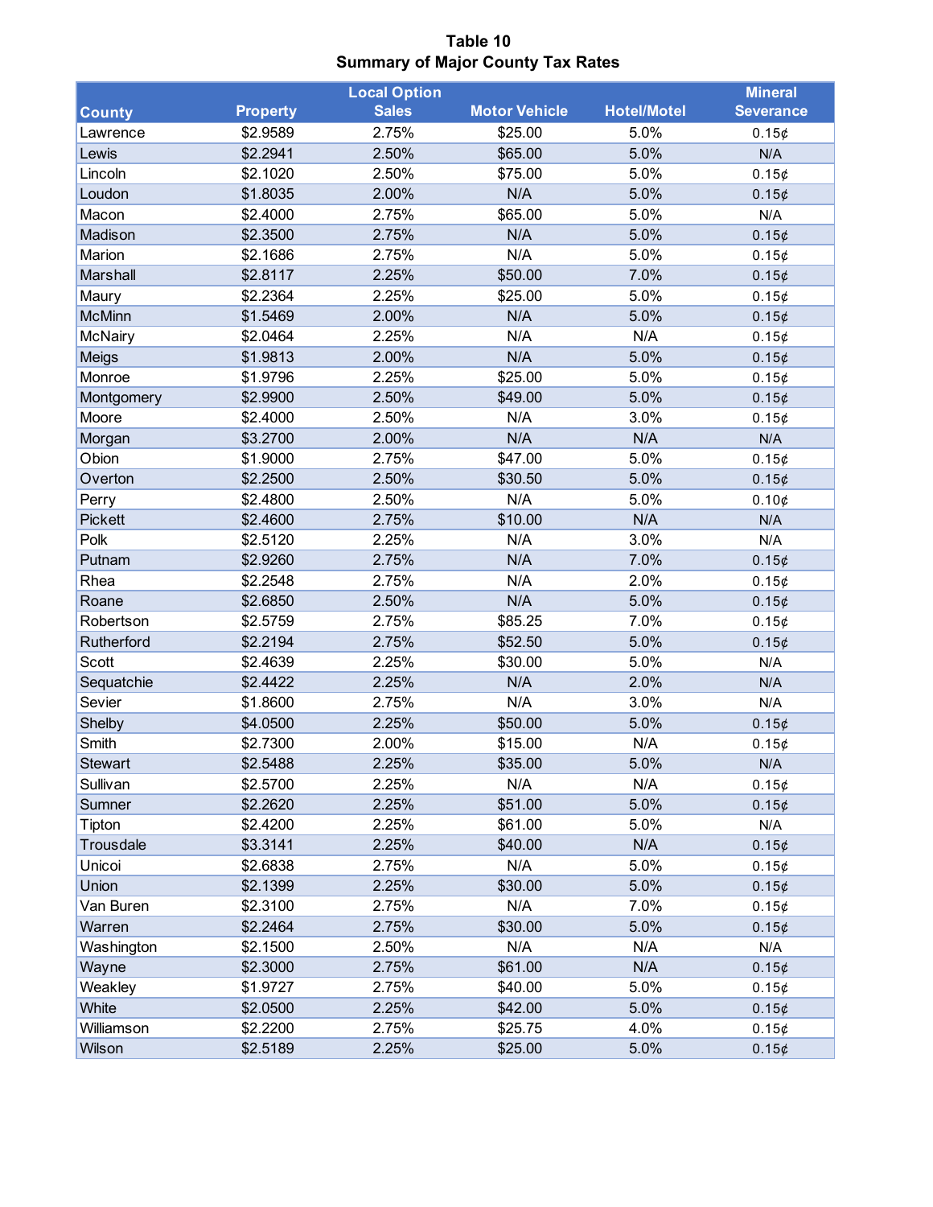**Table 10**
**Summary of Major County Tax Rates**

| County | Property | Local Option Sales | Motor Vehicle | Hotel/Motel | Mineral Severance |
|---|---|---|---|---|---|
| Lawrence | $2.9589 | 2.75% | $25.00 | 5.0% | 0.15¢ |
| Lewis | $2.2941 | 2.50% | $65.00 | 5.0% | N/A |
| Lincoln | $2.1020 | 2.50% | $75.00 | 5.0% | 0.15¢ |
| Loudon | $1.8035 | 2.00% | N/A | 5.0% | 0.15¢ |
| Macon | $2.4000 | 2.75% | $65.00 | 5.0% | N/A |
| Madison | $2.3500 | 2.75% | N/A | 5.0% | 0.15¢ |
| Marion | $2.1686 | 2.75% | N/A | 5.0% | 0.15¢ |
| Marshall | $2.8117 | 2.25% | $50.00 | 7.0% | 0.15¢ |
| Maury | $2.2364 | 2.25% | $25.00 | 5.0% | 0.15¢ |
| McMinn | $1.5469 | 2.00% | N/A | 5.0% | 0.15¢ |
| McNairy | $2.0464 | 2.25% | N/A | N/A | 0.15¢ |
| Meigs | $1.9813 | 2.00% | N/A | 5.0% | 0.15¢ |
| Monroe | $1.9796 | 2.25% | $25.00 | 5.0% | 0.15¢ |
| Montgomery | $2.9900 | 2.50% | $49.00 | 5.0% | 0.15¢ |
| Moore | $2.4000 | 2.50% | N/A | 3.0% | 0.15¢ |
| Morgan | $3.2700 | 2.00% | N/A | N/A | N/A |
| Obion | $1.9000 | 2.75% | $47.00 | 5.0% | 0.15¢ |
| Overton | $2.2500 | 2.50% | $30.50 | 5.0% | 0.15¢ |
| Perry | $2.4800 | 2.50% | N/A | 5.0% | 0.10¢ |
| Pickett | $2.4600 | 2.75% | $10.00 | N/A | N/A |
| Polk | $2.5120 | 2.25% | N/A | 3.0% | N/A |
| Putnam | $2.9260 | 2.75% | N/A | 7.0% | 0.15¢ |
| Rhea | $2.2548 | 2.75% | N/A | 2.0% | 0.15¢ |
| Roane | $2.6850 | 2.50% | N/A | 5.0% | 0.15¢ |
| Robertson | $2.5759 | 2.75% | $85.25 | 7.0% | 0.15¢ |
| Rutherford | $2.2194 | 2.75% | $52.50 | 5.0% | 0.15¢ |
| Scott | $2.4639 | 2.25% | $30.00 | 5.0% | N/A |
| Sequatchie | $2.4422 | 2.25% | N/A | 2.0% | N/A |
| Sevier | $1.8600 | 2.75% | N/A | 3.0% | N/A |
| Shelby | $4.0500 | 2.25% | $50.00 | 5.0% | 0.15¢ |
| Smith | $2.7300 | 2.00% | $15.00 | N/A | 0.15¢ |
| Stewart | $2.5488 | 2.25% | $35.00 | 5.0% | N/A |
| Sullivan | $2.5700 | 2.25% | N/A | N/A | 0.15¢ |
| Sumner | $2.2620 | 2.25% | $51.00 | 5.0% | 0.15¢ |
| Tipton | $2.4200 | 2.25% | $61.00 | 5.0% | N/A |
| Trousdale | $3.3141 | 2.25% | $40.00 | N/A | 0.15¢ |
| Unicoi | $2.6838 | 2.75% | N/A | 5.0% | 0.15¢ |
| Union | $2.1399 | 2.25% | $30.00 | 5.0% | 0.15¢ |
| Van Buren | $2.3100 | 2.75% | N/A | 7.0% | 0.15¢ |
| Warren | $2.2464 | 2.75% | $30.00 | 5.0% | 0.15¢ |
| Washington | $2.1500 | 2.50% | N/A | N/A | N/A |
| Wayne | $2.3000 | 2.75% | $61.00 | N/A | 0.15¢ |
| Weakley | $1.9727 | 2.75% | $40.00 | 5.0% | 0.15¢ |
| White | $2.0500 | 2.25% | $42.00 | 5.0% | 0.15¢ |
| Williamson | $2.2200 | 2.75% | $25.75 | 4.0% | 0.15¢ |
| Wilson | $2.5189 | 2.25% | $25.00 | 5.0% | 0.15¢ |